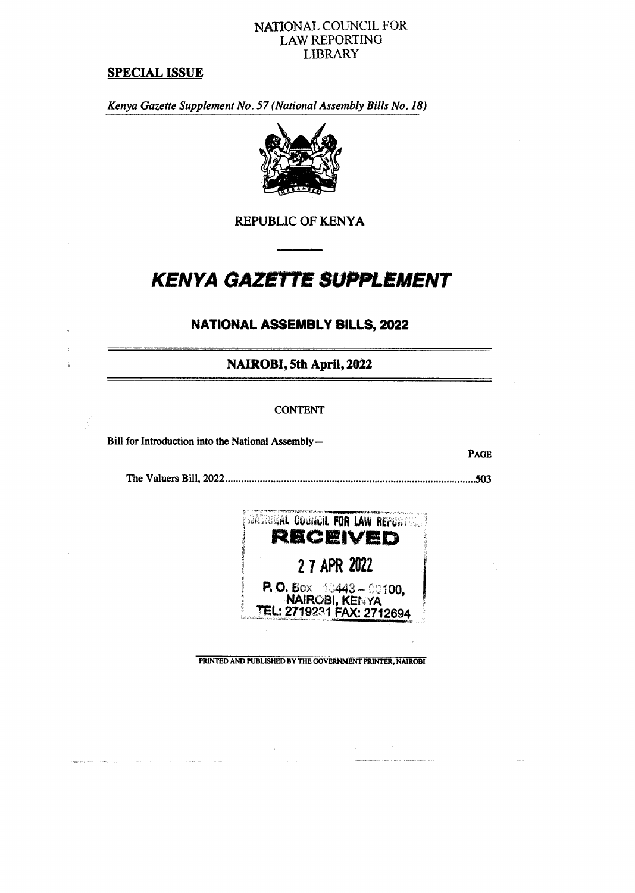NATIONAL COUNCIL FOR
LAW REPORTING
LIBRARY

**SPECIAL ISSUE**

*Kenya Gazette Supplement No. 57 (National Assembly Bills No. 18)*

REPUBLIC OF KENYA

# KENYA GAZETTE SUPPLEMENT

## NATIONAL ASSEMBLY BILLS, 2022

### NAIROBI, 5th April, 2022

CONTENT

Bill for Introduction into the National Assembly—

**PAGE**

The Valuers Bill, 2022 .......................................................................................... 503

NATIONAL COUNCIL FOR LAW REPORTING
**RECEIVED**
27 APR 2022
P. O. Box 10443 – 00100,
NAIROBI, KENYA
TEL: 2719231 FAX: 2712694

PRINTED AND PUBLISHED BY THE GOVERNMENT PRINTER, NAIROBI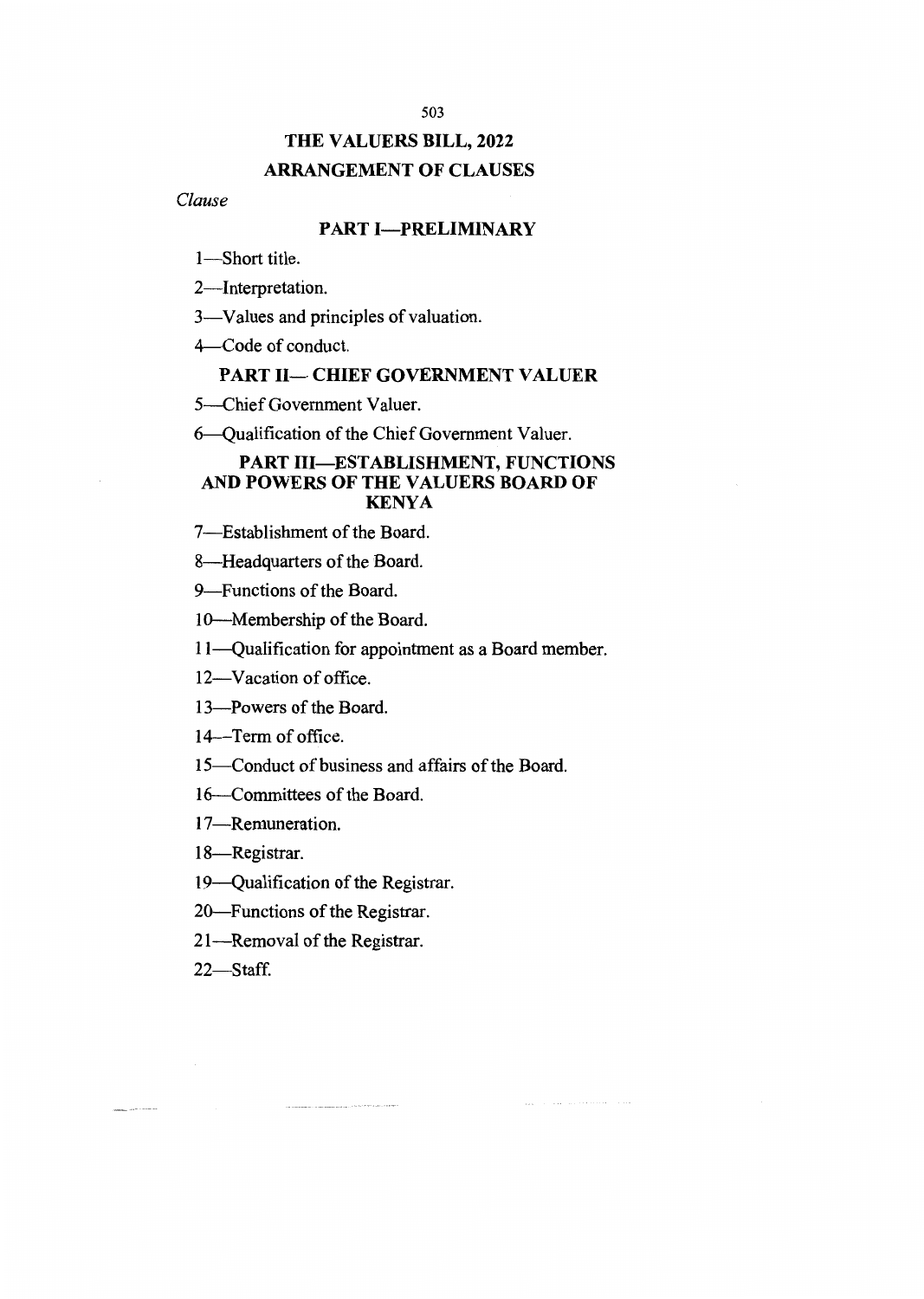# THE VALUERS BILL, 2022

## ARRANGEMENT OF CLAUSES

*Clause*

### PART I—PRELIMINARY

1—Short title.

2—Interpretation.

3—Values and principles of valuation.

4—Code of conduct.

### PART II— CHIEF GOVERNMENT VALUER

5—Chief Government Valuer.

6—Qualification of the Chief Government Valuer.

### PART III—ESTABLISHMENT, FUNCTIONS AND POWERS OF THE VALUERS BOARD OF KENYA

7—Establishment of the Board.

8—Headquarters of the Board.

9—Functions of the Board.

10—Membership of the Board.

11—Qualification for appointment as a Board member.

12—Vacation of office.

13—Powers of the Board.

14—Term of office.

15—Conduct of business and affairs of the Board.

16—Committees of the Board.

17—Remuneration.

18—Registrar.

19—Qualification of the Registrar.

20—Functions of the Registrar.

21—Removal of the Registrar.

22—Staff.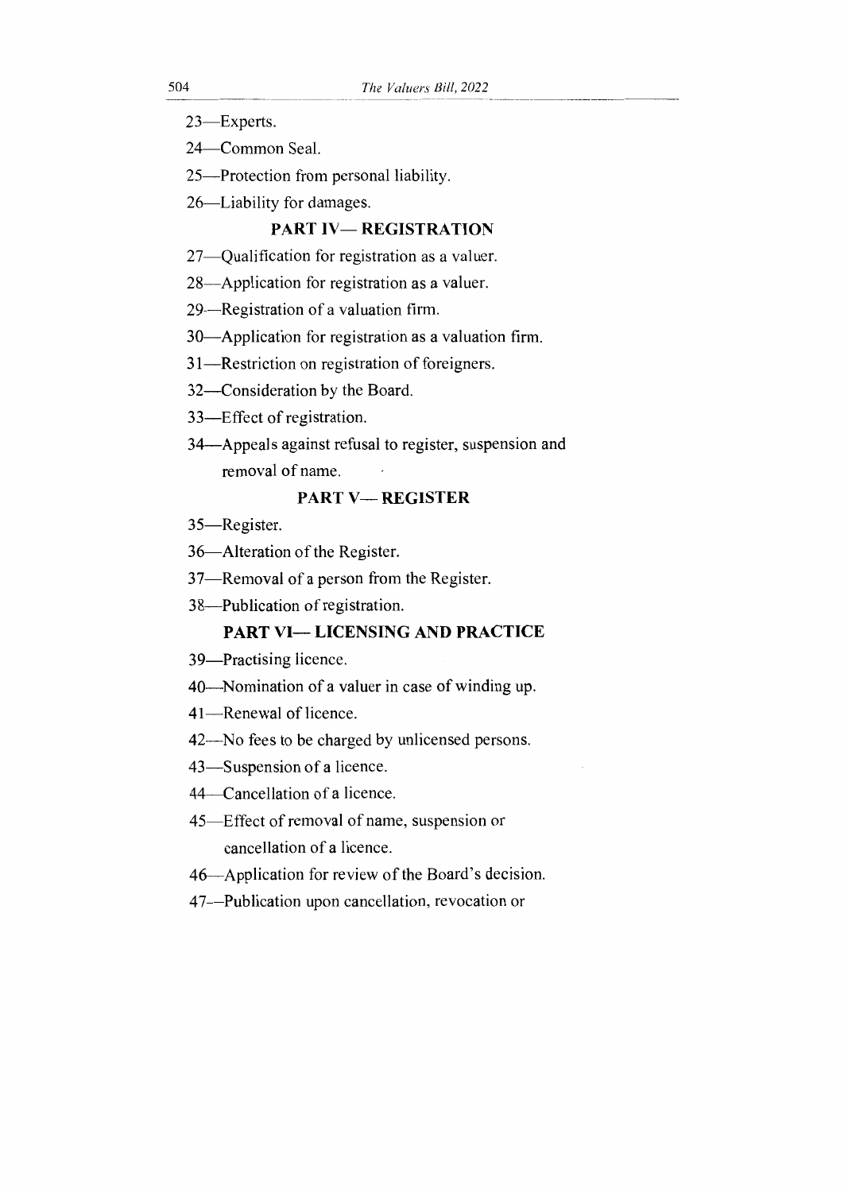23—Experts.

24—Common Seal.

25—Protection from personal liability.

26—Liability for damages.

## PART IV— REGISTRATION

27—Qualification for registration as a valuer.

28—Application for registration as a valuer.

29—Registration of a valuation firm.

30—Application for registration as a valuation firm.

31—Restriction on registration of foreigners.

32—Consideration by the Board.

33—Effect of registration.

34—Appeals against refusal to register, suspension and removal of name.

## PART V— REGISTER

35—Register.

36—Alteration of the Register.

37—Removal of a person from the Register.

38—Publication of registration.

## PART VI— LICENSING AND PRACTICE

39—Practising licence.

40—Nomination of a valuer in case of winding up.

41—Renewal of licence.

42—No fees to be charged by unlicensed persons.

43—Suspension of a licence.

44—Cancellation of a licence.

45—Effect of removal of name, suspension or cancellation of a licence.

46—Application for review of the Board's decision.

47—Publication upon cancellation, revocation or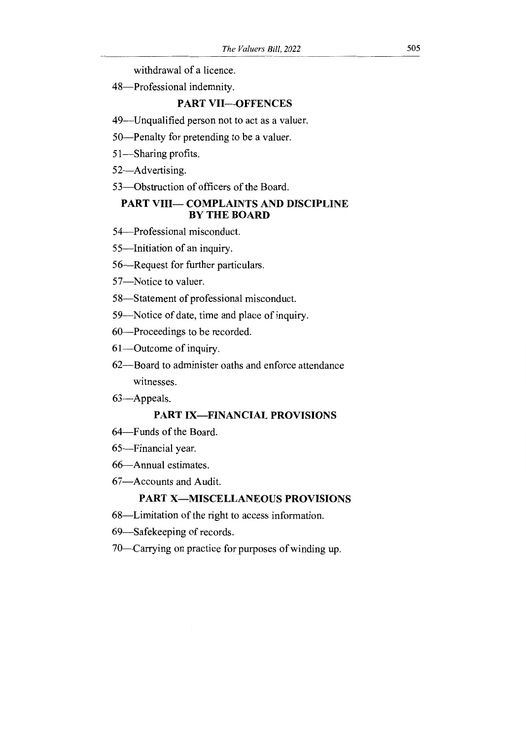withdrawal of a licence.

48—Professional indemnity.

## PART VII—OFFENCES

49—Unqualified person not to act as a valuer.

50—Penalty for pretending to be a valuer.

51—Sharing profits.

52—Advertising.

53—Obstruction of officers of the Board.

## PART VIII— COMPLAINTS AND DISCIPLINE BY THE BOARD

54—Professional misconduct.

55—Initiation of an inquiry.

56—Request for further particulars.

57—Notice to valuer.

58—Statement of professional misconduct.

59—Notice of date, time and place of inquiry.

60—Proceedings to be recorded.

61—Outcome of inquiry.

62—Board to administer oaths and enforce attendance witnesses.

63—Appeals.

## PART IX—FINANCIAL PROVISIONS

64—Funds of the Board.

65—Financial year.

66—Annual estimates.

67—Accounts and Audit.

## PART X—MISCELLANEOUS PROVISIONS

68—Limitation of the right to access information.

69—Safekeeping of records.

70—Carrying on practice for purposes of winding up.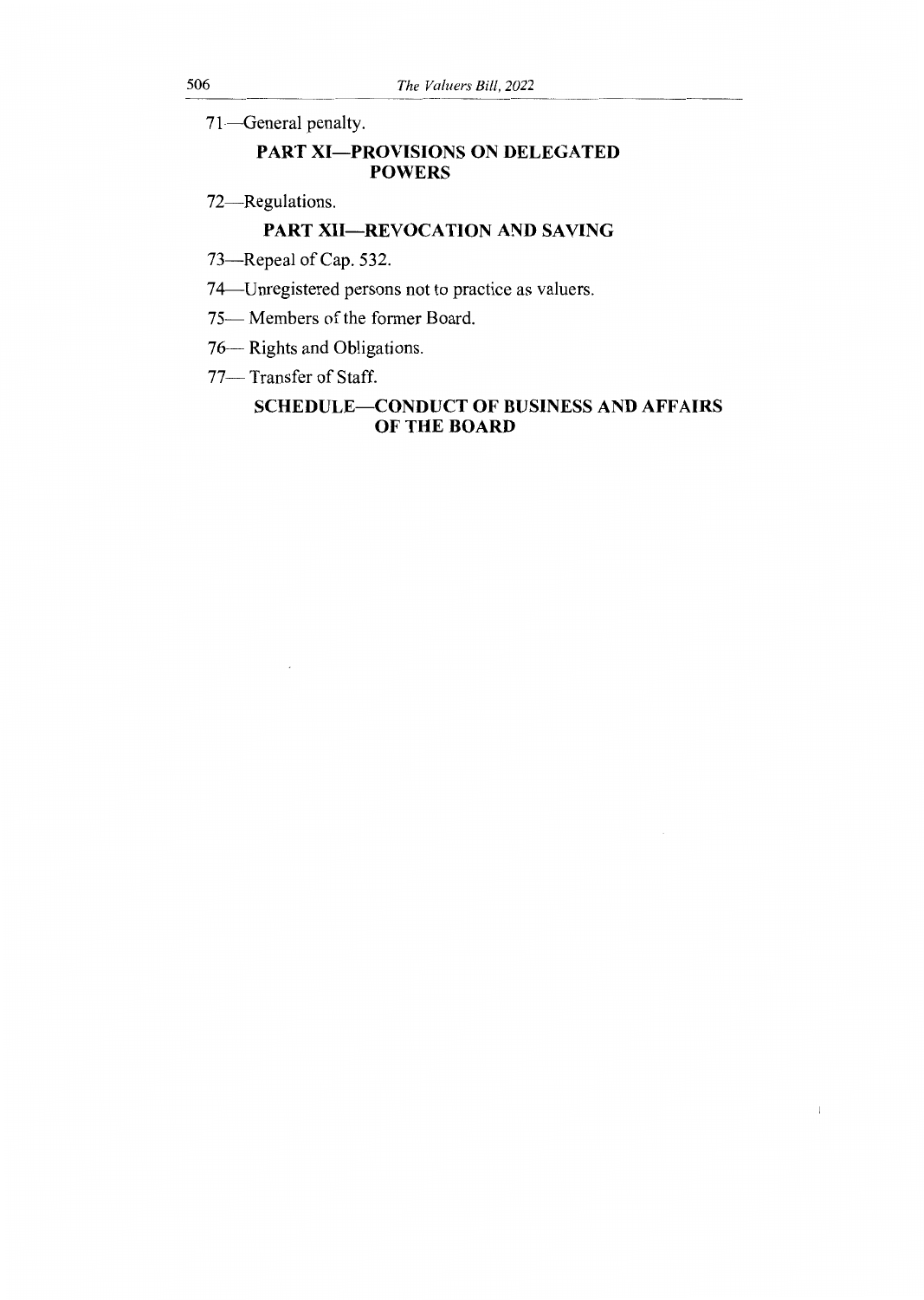71—General penalty.

## PART XI—PROVISIONS ON DELEGATED POWERS

72—Regulations.

## PART XII—REVOCATION AND SAVING

73—Repeal of Cap. 532.

74—Unregistered persons not to practice as valuers.

75— Members of the former Board.

76— Rights and Obligations.

77— Transfer of Staff.

## SCHEDULE—CONDUCT OF BUSINESS AND AFFAIRS OF THE BOARD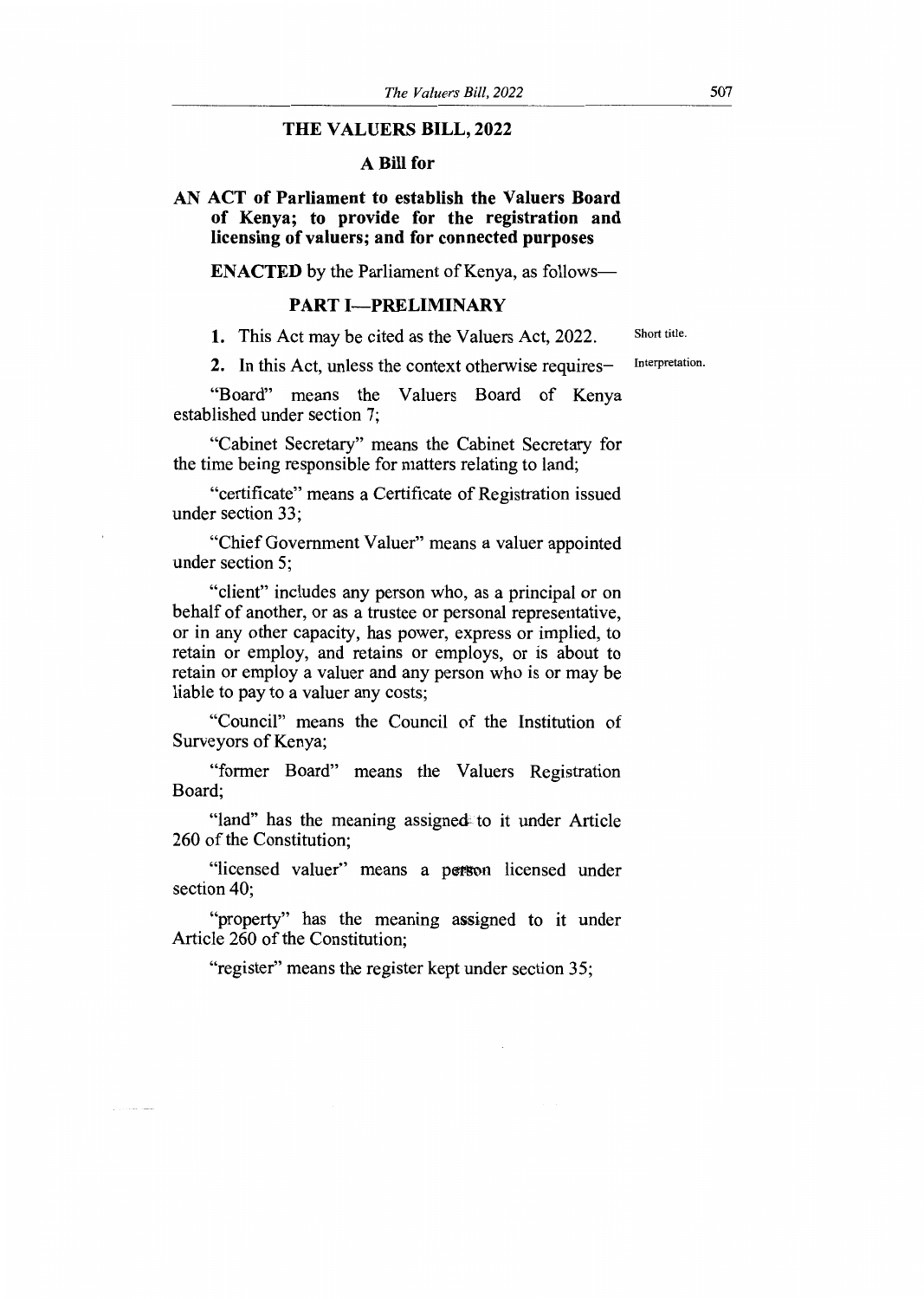# THE VALUERS BILL, 2022

## A Bill for

## AN ACT of Parliament to establish the Valuers Board of Kenya; to provide for the registration and licensing of valuers; and for connected purposes

**ENACTED** by the Parliament of Kenya, as follows—

## PART I—PRELIMINARY

Short title.

**1.** This Act may be cited as the Valuers Act, 2022.

Interpretation.

**2.** In this Act, unless the context otherwise requires–

"Board" means the Valuers Board of Kenya established under section 7;

"Cabinet Secretary" means the Cabinet Secretary for the time being responsible for matters relating to land;

"certificate" means a Certificate of Registration issued under section 33;

"Chief Government Valuer" means a valuer appointed under section 5;

"client" includes any person who, as a principal or on behalf of another, or as a trustee or personal representative, or in any other capacity, has power, express or implied, to retain or employ, and retains or employs, or is about to retain or employ a valuer and any person who is or may be liable to pay to a valuer any costs;

"Council" means the Council of the Institution of Surveyors of Kenya;

"former Board" means the Valuers Registration Board;

"land" has the meaning assigned to it under Article 260 of the Constitution;

"licensed valuer" means a person licensed under section 40;

"property" has the meaning assigned to it under Article 260 of the Constitution;

"register" means the register kept under section 35;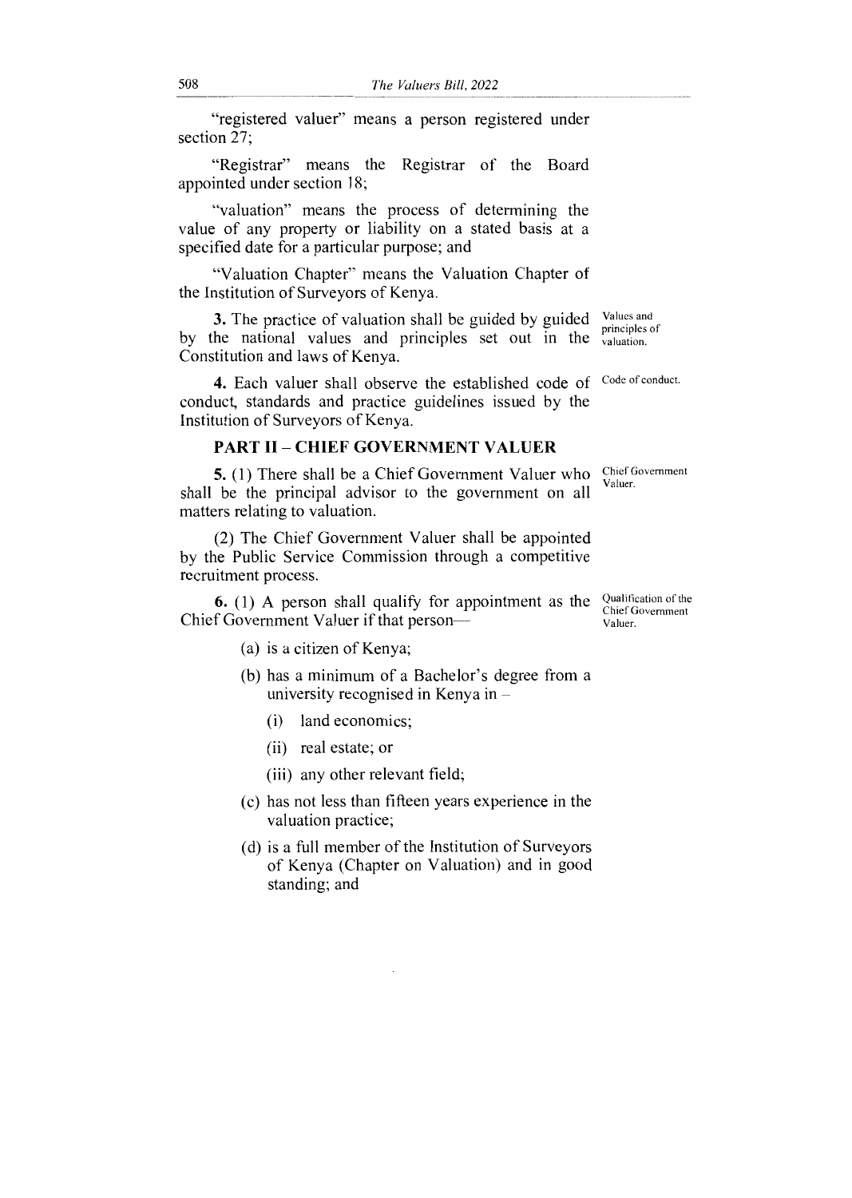"registered valuer" means a person registered under section 27;

"Registrar" means the Registrar of the Board appointed under section 18;

"valuation" means the process of determining the value of any property or liability on a stated basis at a specified date for a particular purpose; and

"Valuation Chapter" means the Valuation Chapter of the Institution of Surveyors of Kenya.

**3.** The practice of valuation shall be guided by guided by the national values and principles set out in the Constitution and laws of Kenya. *Values and principles of valuation.*

**4.** Each valuer shall observe the established code of conduct, standards and practice guidelines issued by the Institution of Surveyors of Kenya. *Code of conduct.*

## PART II – CHIEF GOVERNMENT VALUER

**5.** (1) There shall be a Chief Government Valuer who shall be the principal advisor to the government on all matters relating to valuation. *Chief Government Valuer.*

(2) The Chief Government Valuer shall be appointed by the Public Service Commission through a competitive recruitment process.

**6.** (1) A person shall qualify for appointment as the Chief Government Valuer if that person— *Qualification of the Chief Government Valuer.*

(a) is a citizen of Kenya;

(b) has a minimum of a Bachelor's degree from a university recognised in Kenya in –

(i) land economics;

(ii) real estate; or

(iii) any other relevant field;

(c) has not less than fifteen years experience in the valuation practice;

(d) is a full member of the Institution of Surveyors of Kenya (Chapter on Valuation) and in good standing; and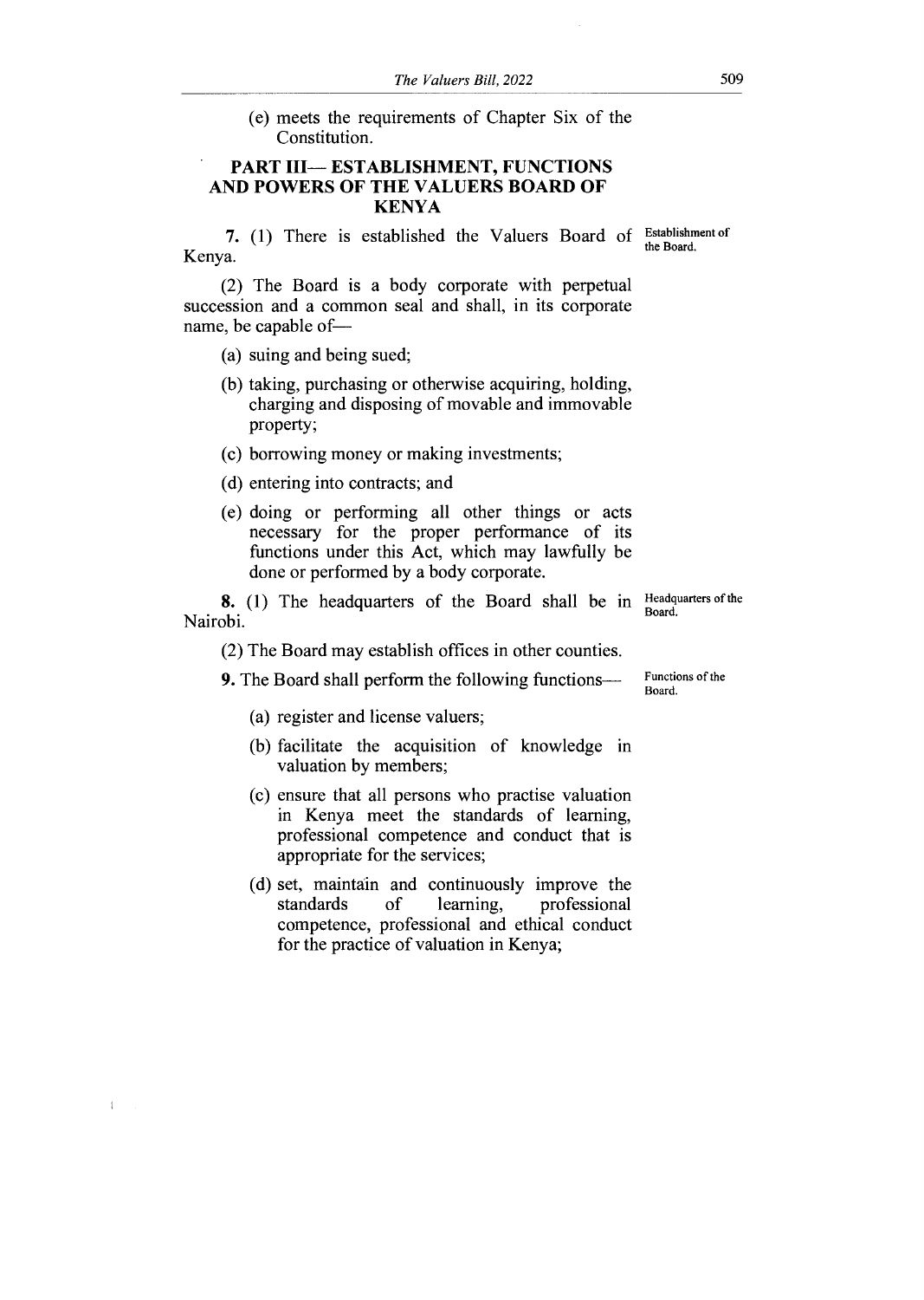(e) meets the requirements of Chapter Six of the Constitution.

## PART III— ESTABLISHMENT, FUNCTIONS AND POWERS OF THE VALUERS BOARD OF KENYA

Establishment of the Board.

**7.** (1) There is established the Valuers Board of Kenya.

(2) The Board is a body corporate with perpetual succession and a common seal and shall, in its corporate name, be capable of—

(a) suing and being sued;

(b) taking, purchasing or otherwise acquiring, holding, charging and disposing of movable and immovable property;

(c) borrowing money or making investments;

(d) entering into contracts; and

(e) doing or performing all other things or acts necessary for the proper performance of its functions under this Act, which may lawfully be done or performed by a body corporate.

Headquarters of the Board.

**8.** (1) The headquarters of the Board shall be in Nairobi.

(2) The Board may establish offices in other counties.

Functions of the Board.

**9.** The Board shall perform the following functions—

(a) register and license valuers;

(b) facilitate the acquisition of knowledge in valuation by members;

(c) ensure that all persons who practise valuation in Kenya meet the standards of learning, professional competence and conduct that is appropriate for the services;

(d) set, maintain and continuously improve the standards of learning, professional competence, professional and ethical conduct for the practice of valuation in Kenya;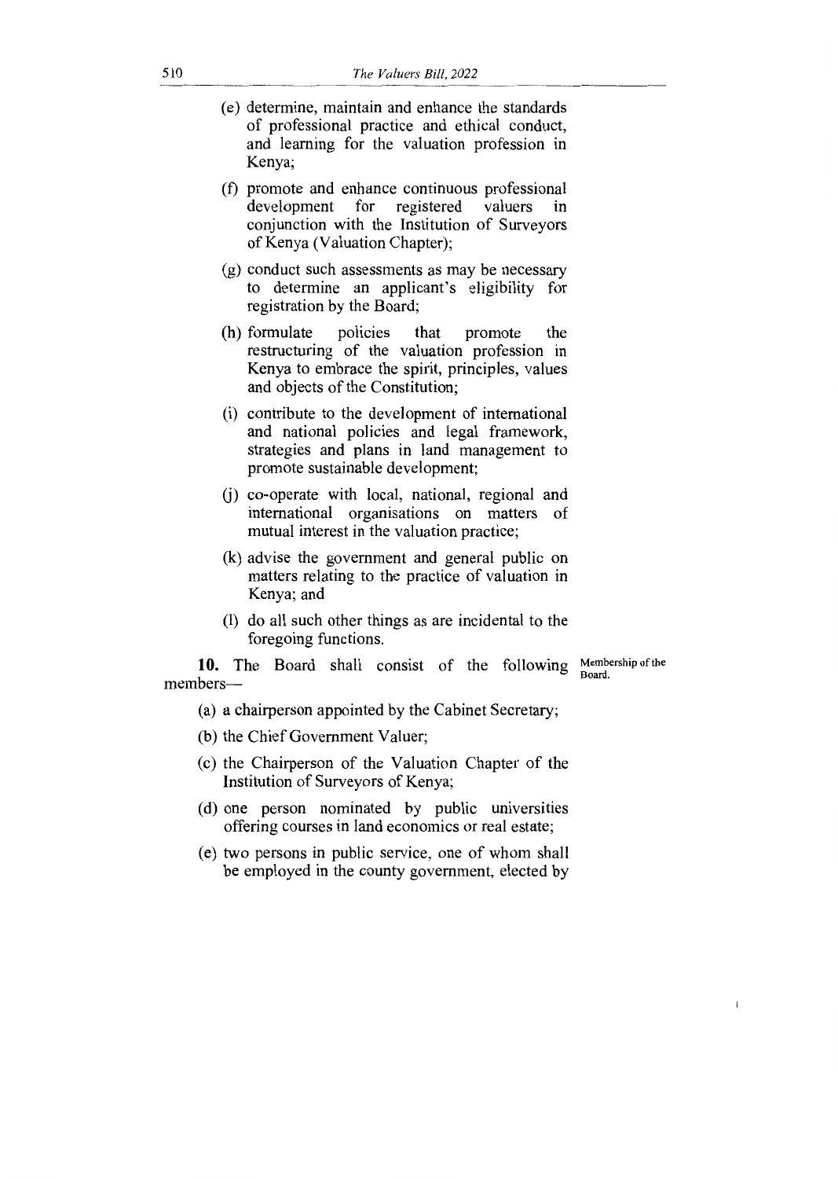(e) determine, maintain and enhance the standards of professional practice and ethical conduct, and learning for the valuation profession in Kenya;

(f) promote and enhance continuous professional development for registered valuers in conjunction with the Institution of Surveyors of Kenya (Valuation Chapter);

(g) conduct such assessments as may be necessary to determine an applicant's eligibility for registration by the Board;

(h) formulate policies that promote the restructuring of the valuation profession in Kenya to embrace the spirit, principles, values and objects of the Constitution;

(i) contribute to the development of international and national policies and legal framework, strategies and plans in land management to promote sustainable development;

(j) co-operate with local, national, regional and international organisations on matters of mutual interest in the valuation practice;

(k) advise the government and general public on matters relating to the practice of valuation in Kenya; and

(l) do all such other things as are incidental to the foregoing functions.

**Membership of the Board.**

**10.** The Board shall consist of the following members—

(a) a chairperson appointed by the Cabinet Secretary;

(b) the Chief Government Valuer;

(c) the Chairperson of the Valuation Chapter of the Institution of Surveyors of Kenya;

(d) one person nominated by public universities offering courses in land economics or real estate;

(e) two persons in public service, one of whom shall be employed in the county government, elected by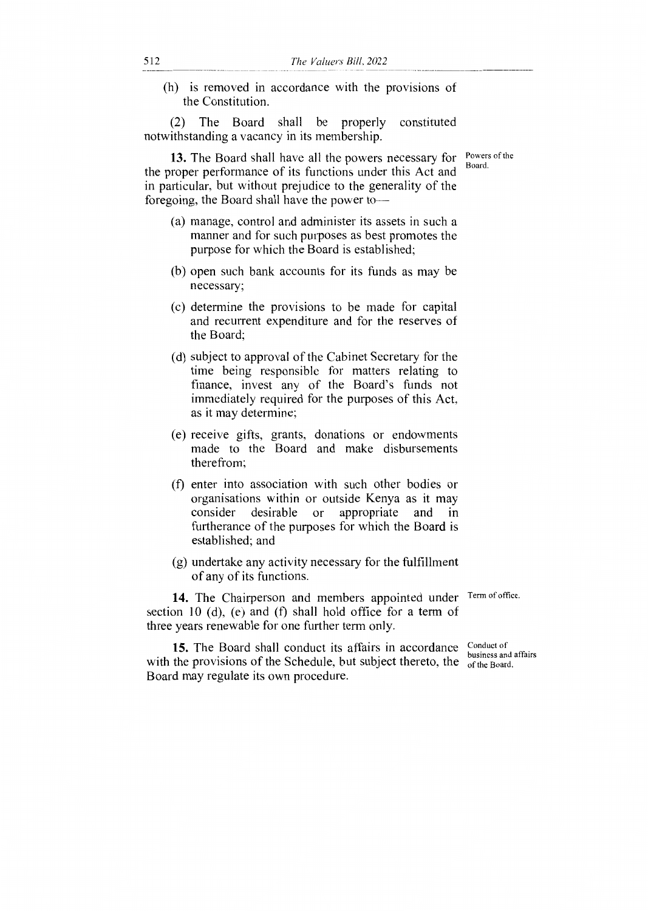(h) is removed in accordance with the provisions of the Constitution.

(2) The Board shall be properly constituted notwithstanding a vacancy in its membership.

Powers of the Board.

**13.** The Board shall have all the powers necessary for the proper performance of its functions under this Act and in particular, but without prejudice to the generality of the foregoing, the Board shall have the power to—

(a) manage, control and administer its assets in such a manner and for such purposes as best promotes the purpose for which the Board is established;

(b) open such bank accounts for its funds as may be necessary;

(c) determine the provisions to be made for capital and recurrent expenditure and for the reserves of the Board;

(d) subject to approval of the Cabinet Secretary for the time being responsible for matters relating to finance, invest any of the Board's funds not immediately required for the purposes of this Act, as it may determine;

(e) receive gifts, grants, donations or endowments made to the Board and make disbursements therefrom;

(f) enter into association with such other bodies or organisations within or outside Kenya as it may consider desirable or appropriate and in furtherance of the purposes for which the Board is established; and

(g) undertake any activity necessary for the fulfillment of any of its functions.

Term of office.

**14.** The Chairperson and members appointed under section 10 (d), (e) and (f) shall hold office for a term of three years renewable for one further term only.

Conduct of business and affairs of the Board.

**15.** The Board shall conduct its affairs in accordance with the provisions of the Schedule, but subject thereto, the Board may regulate its own procedure.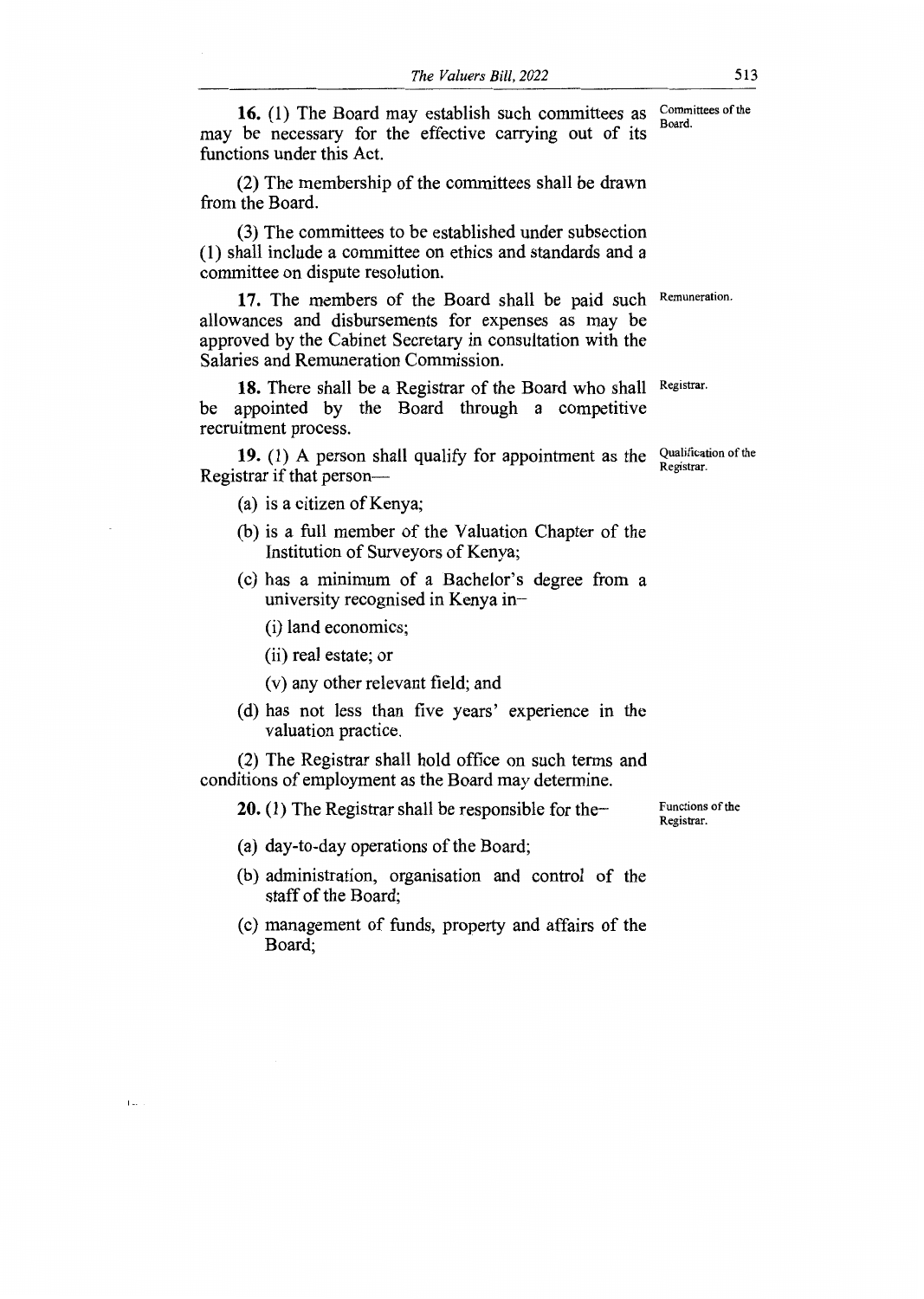**16.** (1) The Board may establish such committees as may be necessary for the effective carrying out of its functions under this Act. Committees of the Board.

(2) The membership of the committees shall be drawn from the Board.

(3) The committees to be established under subsection (1) shall include a committee on ethics and standards and a committee on dispute resolution.

**17.** The members of the Board shall be paid such allowances and disbursements for expenses as may be approved by the Cabinet Secretary in consultation with the Salaries and Remuneration Commission. Remuneration.

**18.** There shall be a Registrar of the Board who shall be appointed by the Board through a competitive recruitment process. Registrar.

**19.** (1) A person shall qualify for appointment as the Registrar if that person— Qualification of the Registrar.

(a) is a citizen of Kenya;

(b) is a full member of the Valuation Chapter of the Institution of Surveyors of Kenya;

(c) has a minimum of a Bachelor's degree from a university recognised in Kenya in–

(i) land economics;

(ii) real estate; or

(v) any other relevant field; and

(d) has not less than five years' experience in the valuation practice.

(2) The Registrar shall hold office on such terms and conditions of employment as the Board may determine.

**20.** (1) The Registrar shall be responsible for the– Functions of the Registrar.

(a) day-to-day operations of the Board;

(b) administration, organisation and control of the staff of the Board;

(c) management of funds, property and affairs of the Board;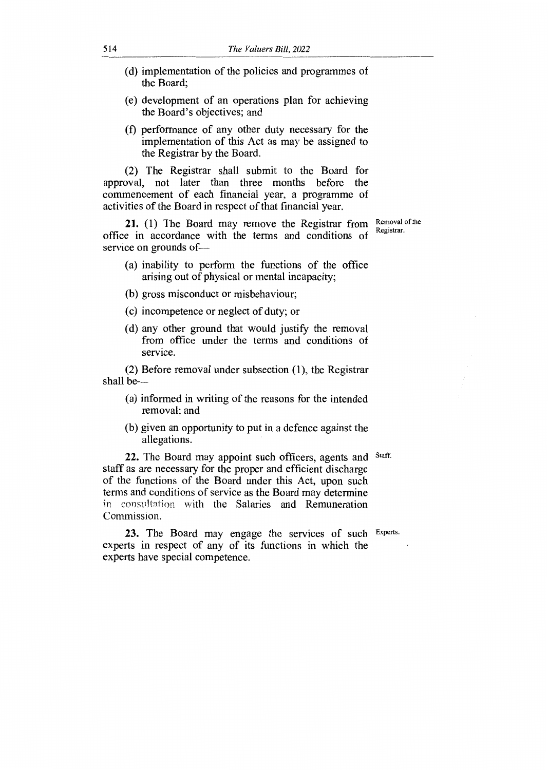(d) implementation of the policies and programmes of the Board;

(e) development of an operations plan for achieving the Board's objectives; and

(f) performance of any other duty necessary for the implementation of this Act as may be assigned to the Registrar by the Board.

(2) The Registrar shall submit to the Board for approval, not later than three months before the commencement of each financial year, a programme of activities of the Board in respect of that financial year.

Removal of the Registrar.

**21.** (1) The Board may remove the Registrar from office in accordance with the terms and conditions of service on grounds of—

(a) inability to perform the functions of the office arising out of physical or mental incapacity;

(b) gross misconduct or misbehaviour;

(c) incompetence or neglect of duty; or

(d) any other ground that would justify the removal from office under the terms and conditions of service.

(2) Before removal under subsection (1), the Registrar shall be—

(a) informed in writing of the reasons for the intended removal; and

(b) given an opportunity to put in a defence against the allegations.

Staff.

**22.** The Board may appoint such officers, agents and staff as are necessary for the proper and efficient discharge of the functions of the Board under this Act, upon such terms and conditions of service as the Board may determine in consultation with the Salaries and Remuneration Commission.

Experts.

**23.** The Board may engage the services of such experts in respect of any of its functions in which the experts have special competence.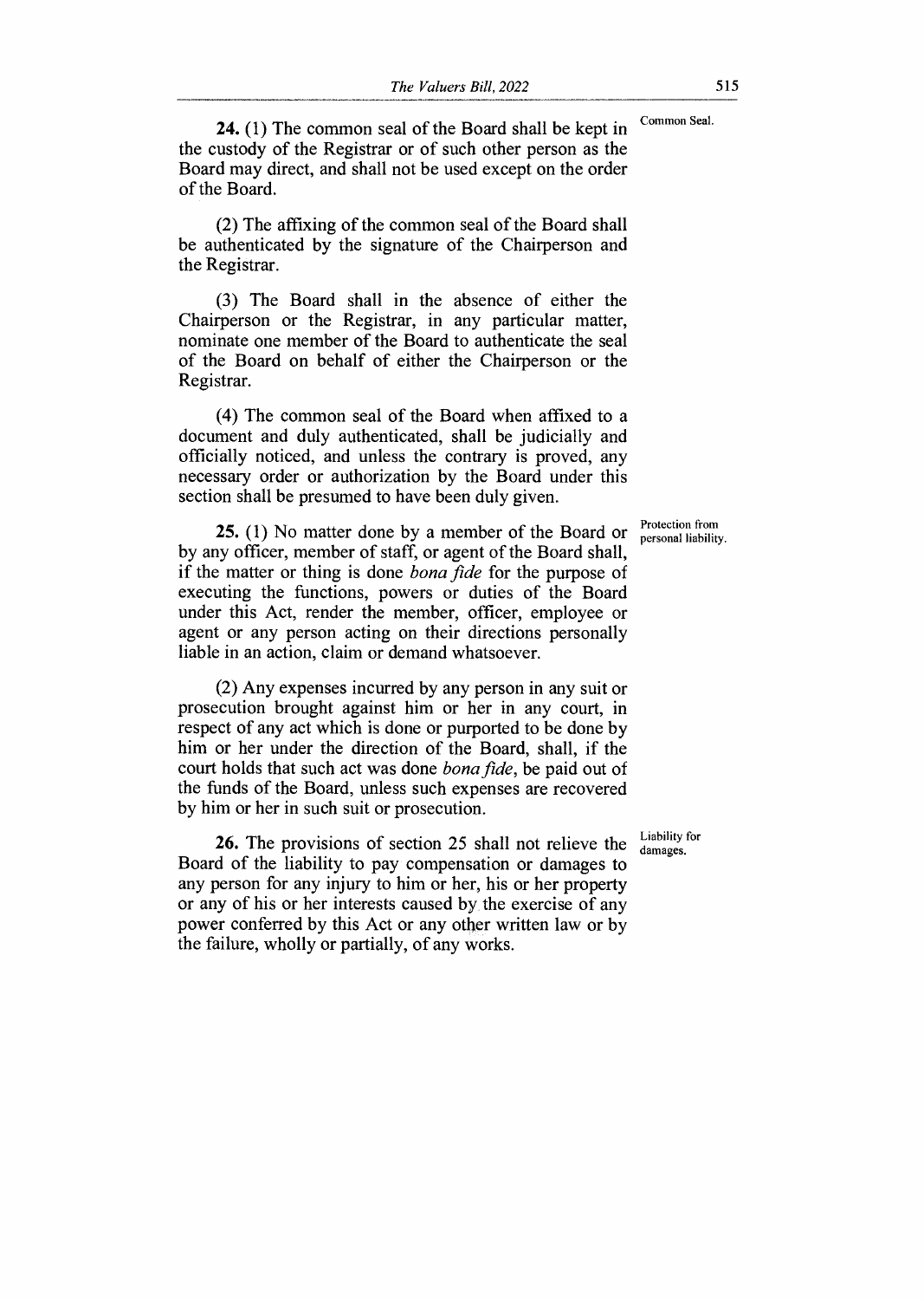**24.** (1) The common seal of the Board shall be kept in the custody of the Registrar or of such other person as the Board may direct, and shall not be used except on the order of the Board.

Common Seal.

(2) The affixing of the common seal of the Board shall be authenticated by the signature of the Chairperson and the Registrar.

(3) The Board shall in the absence of either the Chairperson or the Registrar, in any particular matter, nominate one member of the Board to authenticate the seal of the Board on behalf of either the Chairperson or the Registrar.

(4) The common seal of the Board when affixed to a document and duly authenticated, shall be judicially and officially noticed, and unless the contrary is proved, any necessary order or authorization by the Board under this section shall be presumed to have been duly given.

**25.** (1) No matter done by a member of the Board or by any officer, member of staff, or agent of the Board shall, if the matter or thing is done *bona fide* for the purpose of executing the functions, powers or duties of the Board under this Act, render the member, officer, employee or agent or any person acting on their directions personally liable in an action, claim or demand whatsoever.

Protection from personal liability.

(2) Any expenses incurred by any person in any suit or prosecution brought against him or her in any court, in respect of any act which is done or purported to be done by him or her under the direction of the Board, shall, if the court holds that such act was done *bona fide*, be paid out of the funds of the Board, unless such expenses are recovered by him or her in such suit or prosecution.

**26.** The provisions of section 25 shall not relieve the Board of the liability to pay compensation or damages to any person for any injury to him or her, his or her property or any of his or her interests caused by the exercise of any power conferred by this Act or any other written law or by the failure, wholly or partially, of any works.

Liability for damages.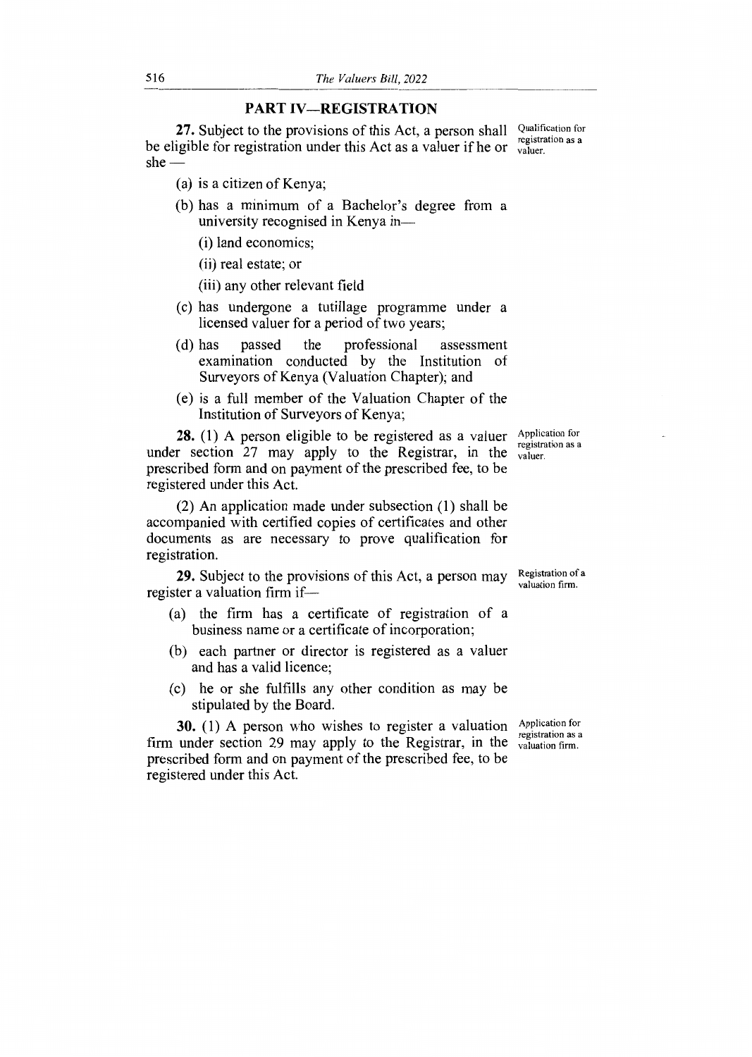## PART IV—REGISTRATION

**27.** Subject to the provisions of this Act, a person shall be eligible for registration under this Act as a valuer if he or she —

*Qualification for registration as a valuer.*

(a) is a citizen of Kenya;

(b) has a minimum of a Bachelor's degree from a university recognised in Kenya in—

(i) land economics;

(ii) real estate; or

(iii) any other relevant field

(c) has undergone a tutillage programme under a licensed valuer for a period of two years;

(d) has passed the professional assessment examination conducted by the Institution of Surveyors of Kenya (Valuation Chapter); and

(e) is a full member of the Valuation Chapter of the Institution of Surveyors of Kenya;

**28.** (1) A person eligible to be registered as a valuer under section 27 may apply to the Registrar, in the prescribed form and on payment of the prescribed fee, to be registered under this Act.

*Application for registration as a valuer.*

(2) An application made under subsection (1) shall be accompanied with certified copies of certificates and other documents as are necessary to prove qualification for registration.

**29.** Subject to the provisions of this Act, a person may register a valuation firm if—

*Registration of a valuation firm.*

(a) the firm has a certificate of registration of a business name or a certificate of incorporation;

(b) each partner or director is registered as a valuer and has a valid licence;

(c) he or she fulfills any other condition as may be stipulated by the Board.

**30.** (1) A person who wishes to register a valuation firm under section 29 may apply to the Registrar, in the prescribed form and on payment of the prescribed fee, to be registered under this Act.

*Application for registration as a valuation firm.*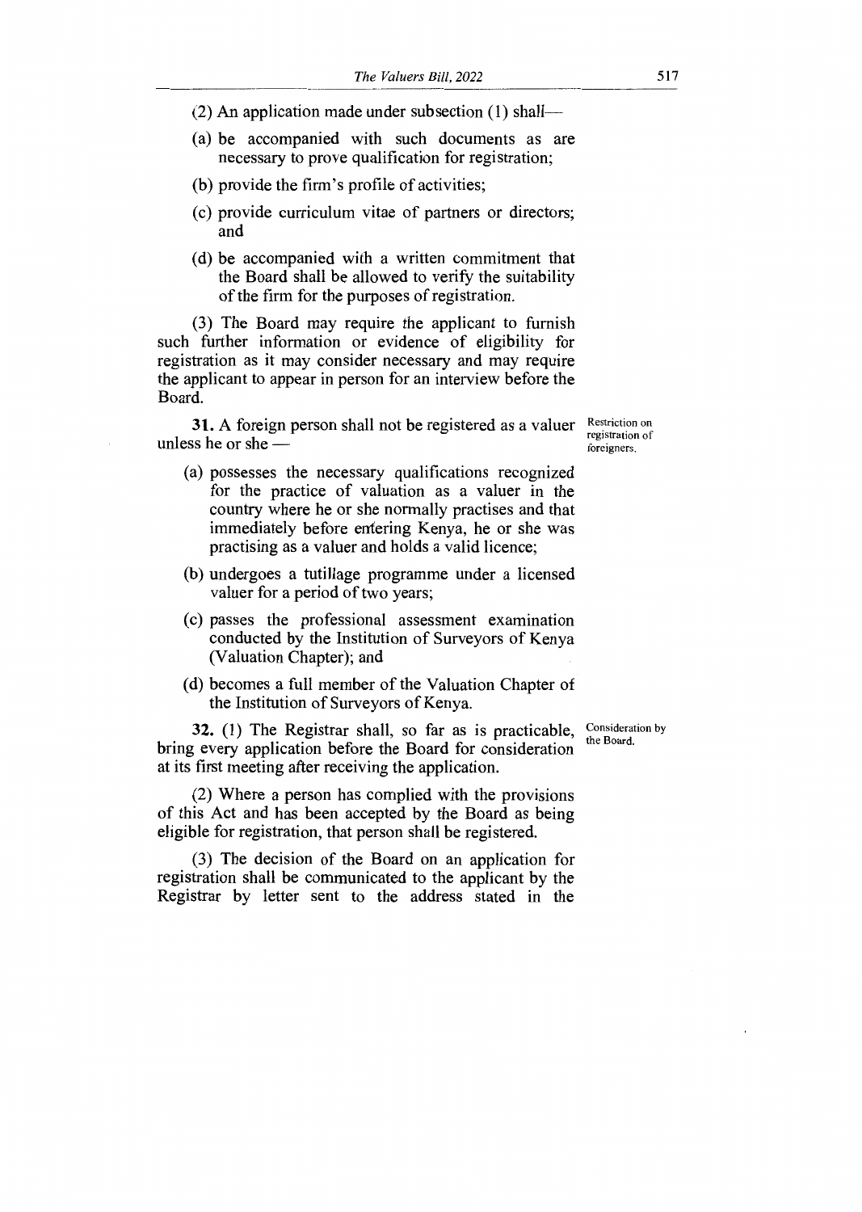(2) An application made under subsection (1) shall—

(a) be accompanied with such documents as are necessary to prove qualification for registration;

(b) provide the firm's profile of activities;

(c) provide curriculum vitae of partners or directors; and

(d) be accompanied with a written commitment that the Board shall be allowed to verify the suitability of the firm for the purposes of registration.

(3) The Board may require the applicant to furnish such further information or evidence of eligibility for registration as it may consider necessary and may require the applicant to appear in person for an interview before the Board.

Restriction on registration of foreigners.

**31.** A foreign person shall not be registered as a valuer unless he or she —

(a) possesses the necessary qualifications recognized for the practice of valuation as a valuer in the country where he or she normally practises and that immediately before entering Kenya, he or she was practising as a valuer and holds a valid licence;

(b) undergoes a tutillage programme under a licensed valuer for a period of two years;

(c) passes the professional assessment examination conducted by the Institution of Surveyors of Kenya (Valuation Chapter); and

(d) becomes a full member of the Valuation Chapter of the Institution of Surveyors of Kenya.

Consideration by the Board.

**32.** (1) The Registrar shall, so far as is practicable, bring every application before the Board for consideration at its first meeting after receiving the application.

(2) Where a person has complied with the provisions of this Act and has been accepted by the Board as being eligible for registration, that person shall be registered.

(3) The decision of the Board on an application for registration shall be communicated to the applicant by the Registrar by letter sent to the address stated in the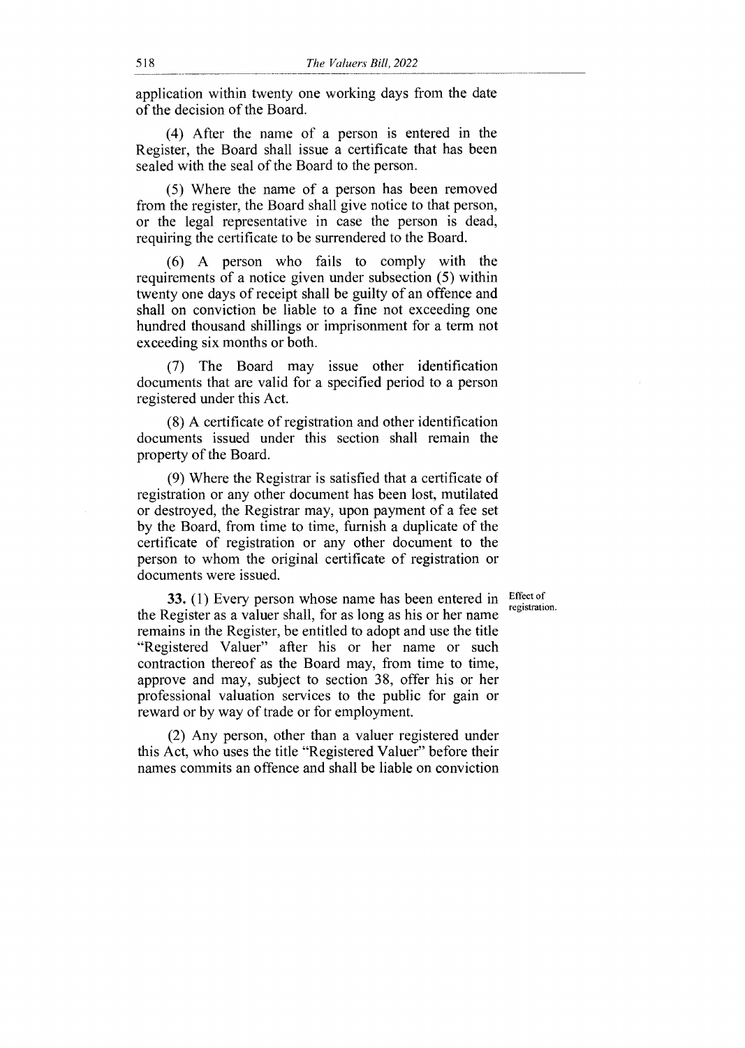application within twenty one working days from the date of the decision of the Board.

(4) After the name of a person is entered in the Register, the Board shall issue a certificate that has been sealed with the seal of the Board to the person.

(5) Where the name of a person has been removed from the register, the Board shall give notice to that person, or the legal representative in case the person is dead, requiring the certificate to be surrendered to the Board.

(6) A person who fails to comply with the requirements of a notice given under subsection (5) within twenty one days of receipt shall be guilty of an offence and shall on conviction be liable to a fine not exceeding one hundred thousand shillings or imprisonment for a term not exceeding six months or both.

(7) The Board may issue other identification documents that are valid for a specified period to a person registered under this Act.

(8) A certificate of registration and other identification documents issued under this section shall remain the property of the Board.

(9) Where the Registrar is satisfied that a certificate of registration or any other document has been lost, mutilated or destroyed, the Registrar may, upon payment of a fee set by the Board, from time to time, furnish a duplicate of the certificate of registration or any other document to the person to whom the original certificate of registration or documents were issued.

Effect of registration.

**33.** (1) Every person whose name has been entered in the Register as a valuer shall, for as long as his or her name remains in the Register, be entitled to adopt and use the title "Registered Valuer" after his or her name or such contraction thereof as the Board may, from time to time, approve and may, subject to section 38, offer his or her professional valuation services to the public for gain or reward or by way of trade or for employment.

(2) Any person, other than a valuer registered under this Act, who uses the title "Registered Valuer" before their names commits an offence and shall be liable on conviction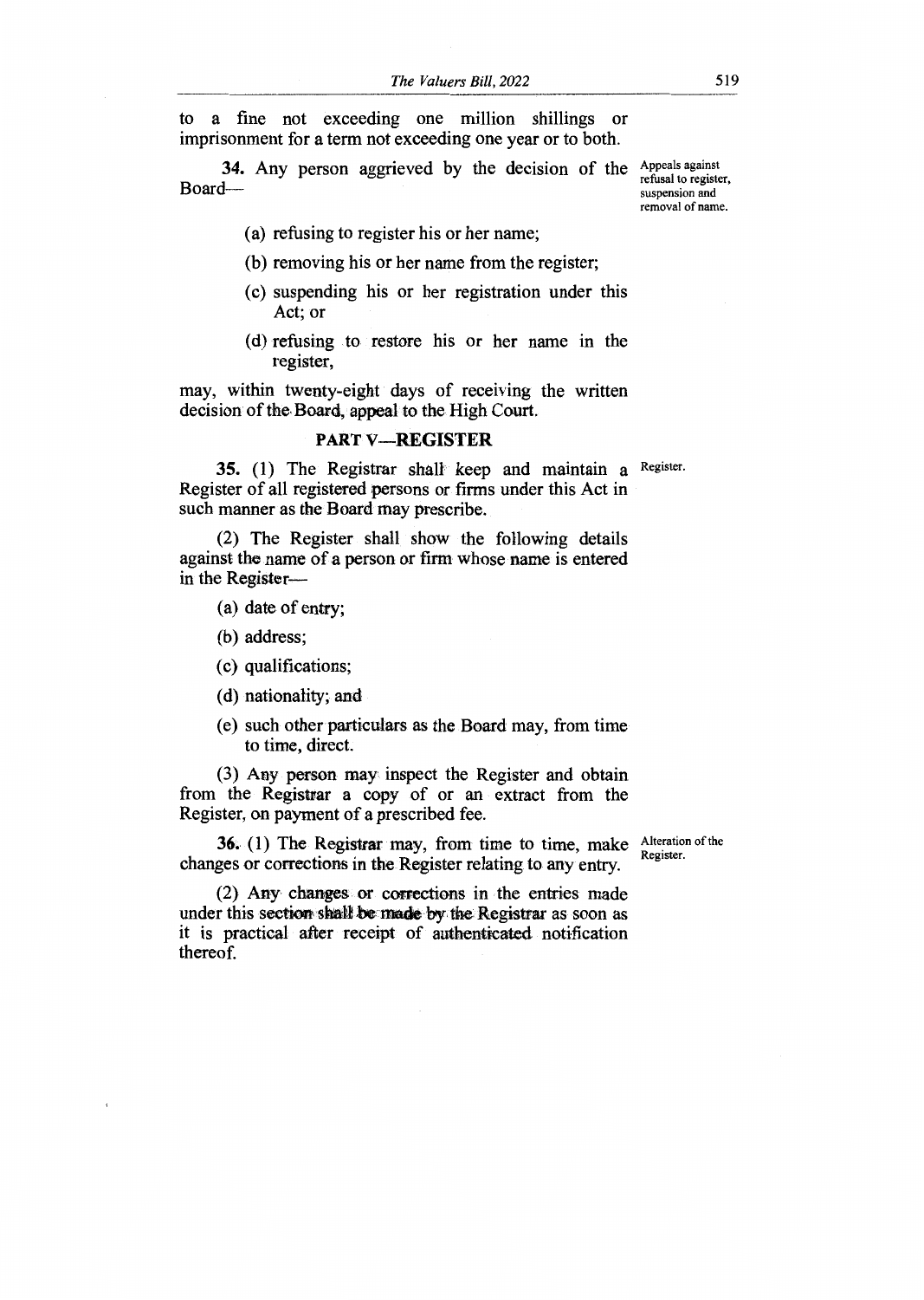to a fine not exceeding one million shillings or imprisonment for a term not exceeding one year or to both.

Appeals against refusal to register, suspension and removal of name.

**34.** Any person aggrieved by the decision of the Board—

(a) refusing to register his or her name;

(b) removing his or her name from the register;

(c) suspending his or her registration under this Act; or

(d) refusing to restore his or her name in the register,

may, within twenty-eight days of receiving the written decision of the Board, appeal to the High Court.

## PART V—REGISTER

Register.

**35.** (1) The Registrar shall keep and maintain a Register of all registered persons or firms under this Act in such manner as the Board may prescribe.

(2) The Register shall show the following details against the name of a person or firm whose name is entered in the Register—

(a) date of entry;

(b) address;

(c) qualifications;

(d) nationality; and

(e) such other particulars as the Board may, from time to time, direct.

(3) Any person may inspect the Register and obtain from the Registrar a copy of or an extract from the Register, on payment of a prescribed fee.

Alteration of the Register.

**36.** (1) The Registrar may, from time to time, make changes or corrections in the Register relating to any entry.

(2) Any changes or corrections in the entries made under this section shall be made by the Registrar as soon as it is practical after receipt of authenticated notification thereof.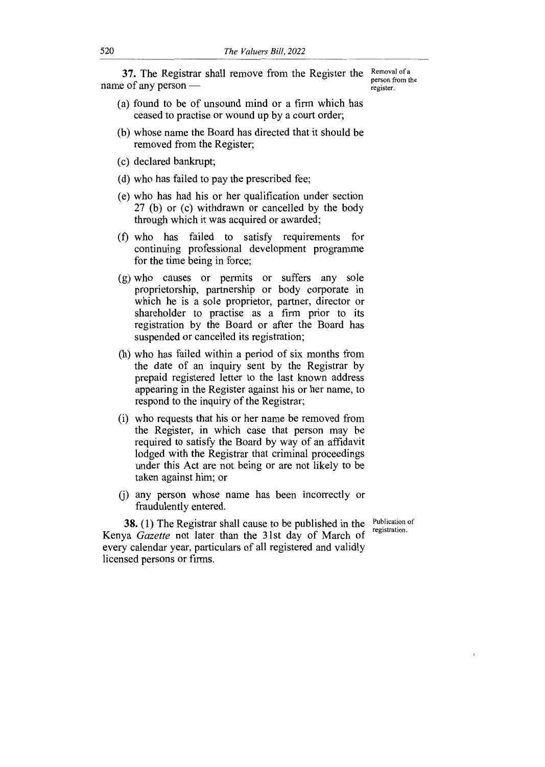**37.** The Registrar shall remove from the Register the name of any person —

*Removal of a person from the register.*

(a) found to be of unsound mind or a firm which has ceased to practise or wound up by a court order;

(b) whose name the Board has directed that it should be removed from the Register;

(c) declared bankrupt;

(d) who has failed to pay the prescribed fee;

(e) who has had his or her qualification under section 27 (b) or (c) withdrawn or cancelled by the body through which it was acquired or awarded;

(f) who has failed to satisfy requirements for continuing professional development programme for the time being in force;

(g) who causes or permits or suffers any sole proprietorship, partnership or body corporate in which he is a sole proprietor, partner, director or shareholder to practise as a firm prior to its registration by the Board or after the Board has suspended or cancelled its registration;

(h) who has failed within a period of six months from the date of an inquiry sent by the Registrar by prepaid registered letter to the last known address appearing in the Register against his or her name, to respond to the inquiry of the Registrar;

(i) who requests that his or her name be removed from the Register, in which case that person may be required to satisfy the Board by way of an affidavit lodged with the Registrar that criminal proceedings under this Act are not being or are not likely to be taken against him; or

(j) any person whose name has been incorrectly or fraudulently entered.

**38.** (1) The Registrar shall cause to be published in the Kenya *Gazette* not later than the 31st day of March of every calendar year, particulars of all registered and validly licensed persons or firms.

*Publication of registration.*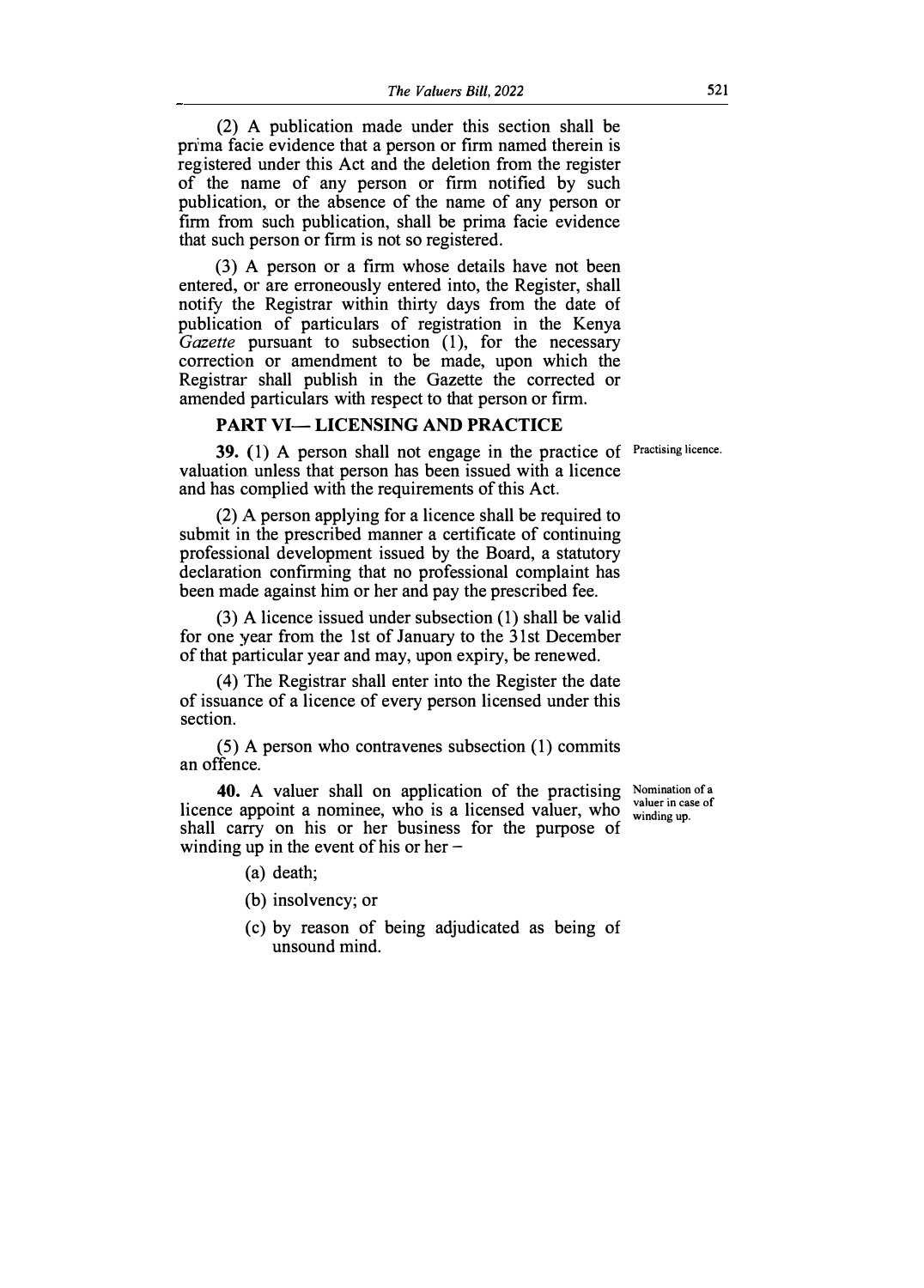(2) A publication made under this section shall be prima facie evidence that a person or firm named therein is registered under this Act and the deletion from the register of the name of any person or firm notified by such publication, or the absence of the name of any person or firm from such publication, shall be prima facie evidence that such person or firm is not so registered.

(3) A person or a firm whose details have not been entered, or are erroneously entered into, the Register, shall notify the Registrar within thirty days from the date of publication of particulars of registration in the Kenya *Gazette* pursuant to subsection (1), for the necessary correction or amendment to be made, upon which the Registrar shall publish in the Gazette the corrected or amended particulars with respect to that person or firm.

## PART VI— LICENSING AND PRACTICE

Practising licence.

**39.** (1) A person shall not engage in the practice of valuation unless that person has been issued with a licence and has complied with the requirements of this Act.

(2) A person applying for a licence shall be required to submit in the prescribed manner a certificate of continuing professional development issued by the Board, a statutory declaration confirming that no professional complaint has been made against him or her and pay the prescribed fee.

(3) A licence issued under subsection (1) shall be valid for one year from the 1st of January to the 31st December of that particular year and may, upon expiry, be renewed.

(4) The Registrar shall enter into the Register the date of issuance of a licence of every person licensed under this section.

(5) A person who contravenes subsection (1) commits an offence.

Nomination of a valuer in case of winding up.

**40.** A valuer shall on application of the practising licence appoint a nominee, who is a licensed valuer, who shall carry on his or her business for the purpose of winding up in the event of his or her –

(a) death;

(b) insolvency; or

(c) by reason of being adjudicated as being of unsound mind.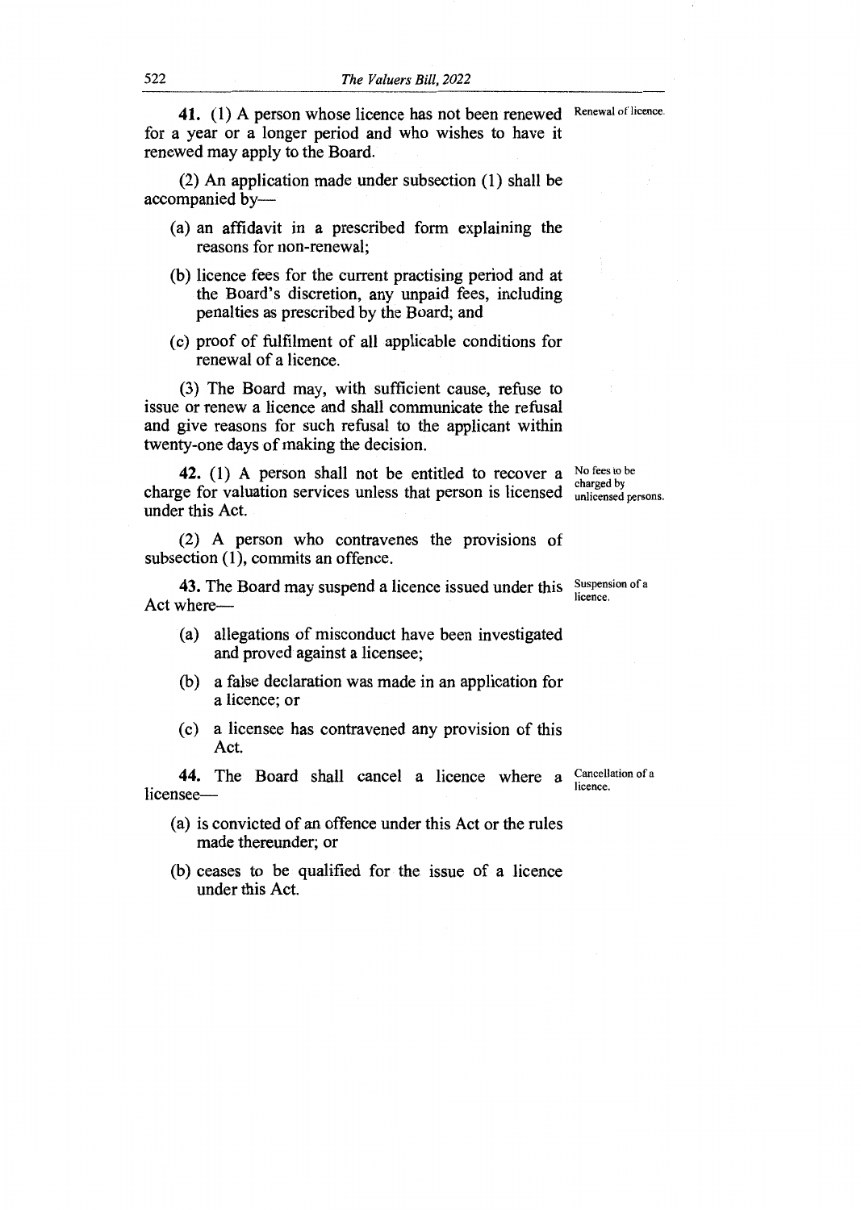**41.** (1) A person whose licence has not been renewed for a year or a longer period and who wishes to have it renewed may apply to the Board. *Renewal of licence.*

(2) An application made under subsection (1) shall be accompanied by—

(a) an affidavit in a prescribed form explaining the reasons for non-renewal;

(b) licence fees for the current practising period and at the Board's discretion, any unpaid fees, including penalties as prescribed by the Board; and

(c) proof of fulfilment of all applicable conditions for renewal of a licence.

(3) The Board may, with sufficient cause, refuse to issue or renew a licence and shall communicate the refusal and give reasons for such refusal to the applicant within twenty-one days of making the decision.

**42.** (1) A person shall not be entitled to recover a charge for valuation services unless that person is licensed under this Act. *No fees to be charged by unlicensed persons.*

(2) A person who contravenes the provisions of subsection (1), commits an offence.

**43.** The Board may suspend a licence issued under this Act where— *Suspension of a licence.*

(a) allegations of misconduct have been investigated and proved against a licensee;

(b) a false declaration was made in an application for a licence; or

(c) a licensee has contravened any provision of this Act.

**44.** The Board shall cancel a licence where a licensee— *Cancellation of a licence.*

(a) is convicted of an offence under this Act or the rules made thereunder; or

(b) ceases to be qualified for the issue of a licence under this Act.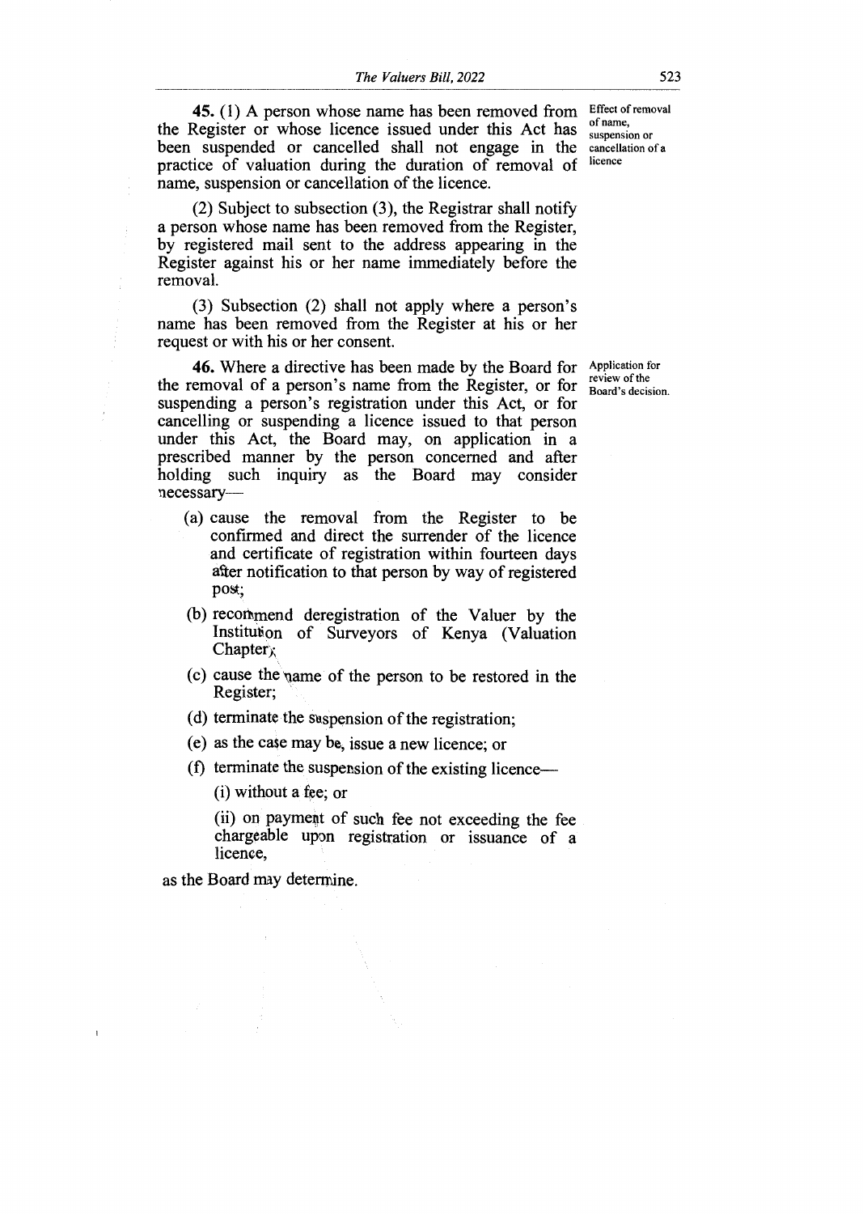**45.** (1) A person whose name has been removed from the Register or whose licence issued under this Act has been suspended or cancelled shall not engage in the practice of valuation during the duration of removal of name, suspension or cancellation of the licence.

*Effect of removal of name, suspension or cancellation of a licence*

(2) Subject to subsection (3), the Registrar shall notify a person whose name has been removed from the Register, by registered mail sent to the address appearing in the Register against his or her name immediately before the removal.

(3) Subsection (2) shall not apply where a person's name has been removed from the Register at his or her request or with his or her consent.

**46.** Where a directive has been made by the Board for the removal of a person's name from the Register, or for suspending a person's registration under this Act, or for cancelling or suspending a licence issued to that person under this Act, the Board may, on application in a prescribed manner by the person concerned and after holding such inquiry as the Board may consider necessary—

*Application for review of the Board's decision.*

(a) cause the removal from the Register to be confirmed and direct the surrender of the licence and certificate of registration within fourteen days after notification to that person by way of registered post;

(b) recommend deregistration of the Valuer by the Institution of Surveyors of Kenya (Valuation Chapter);

(c) cause the name of the person to be restored in the Register;

(d) terminate the suspension of the registration;

(e) as the case may be, issue a new licence; or

(f) terminate the suspension of the existing licence—

(i) without a fee; or

(ii) on payment of such fee not exceeding the fee chargeable upon registration or issuance of a licence,

as the Board may determine.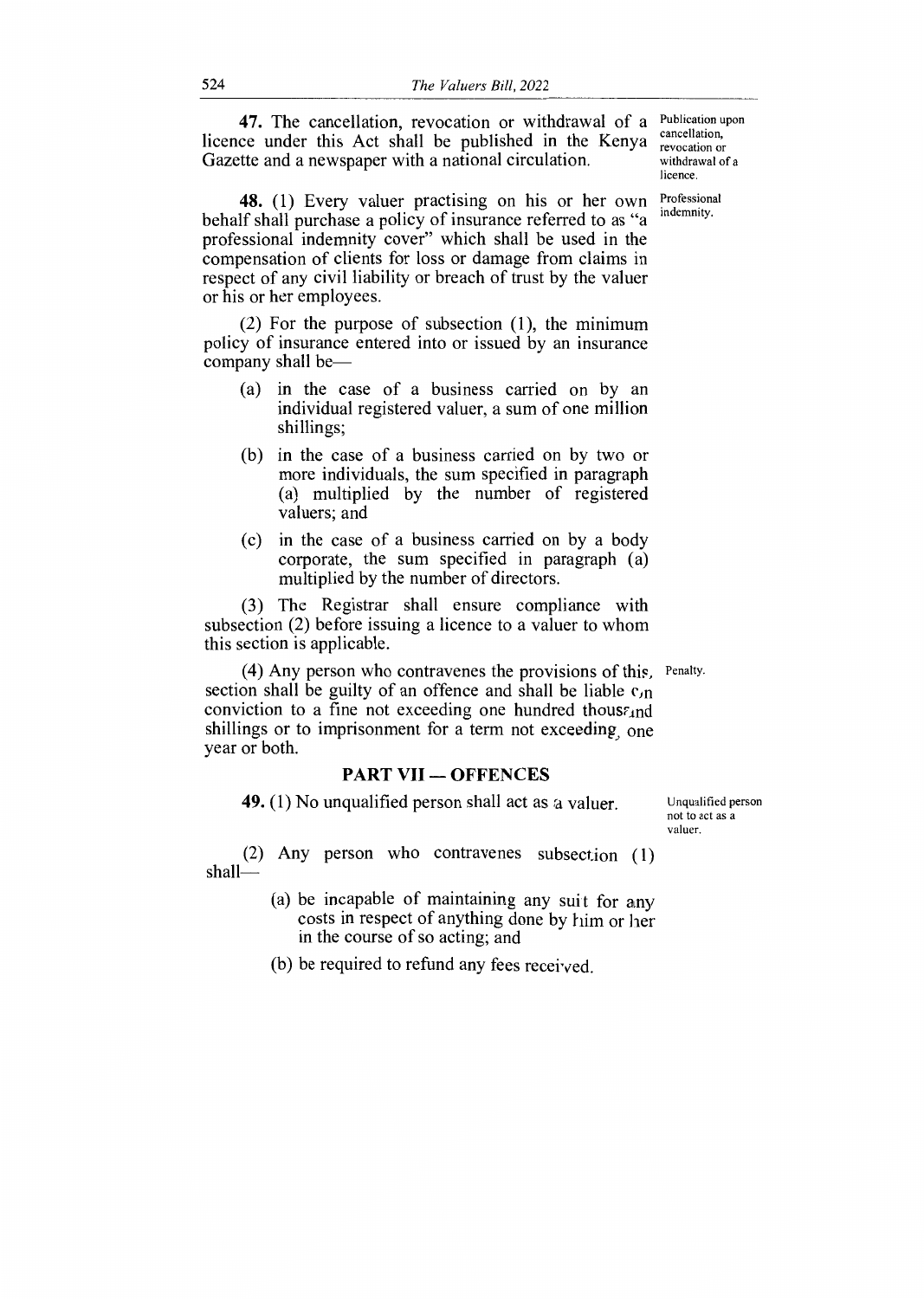**47.** The cancellation, revocation or withdrawal of a licence under this Act shall be published in the Kenya Gazette and a newspaper with a national circulation.

Publication upon cancellation, revocation or withdrawal of a licence.

**48.** (1) Every valuer practising on his or her own behalf shall purchase a policy of insurance referred to as "a professional indemnity cover" which shall be used in the compensation of clients for loss or damage from claims in respect of any civil liability or breach of trust by the valuer or his or her employees.

Professional indemnity.

(2) For the purpose of subsection (1), the minimum policy of insurance entered into or issued by an insurance company shall be—

- (a) in the case of a business carried on by an individual registered valuer, a sum of one million shillings;
- (b) in the case of a business carried on by two or more individuals, the sum specified in paragraph (a) multiplied by the number of registered valuers; and
- (c) in the case of a business carried on by a body corporate, the sum specified in paragraph (a) multiplied by the number of directors.

(3) The Registrar shall ensure compliance with subsection (2) before issuing a licence to a valuer to whom this section is applicable.

(4) Any person who contravenes the provisions of this section shall be guilty of an offence and shall be liable on conviction to a fine not exceeding one hundred thousand shillings or to imprisonment for a term not exceeding one year or both.

Penalty.

## PART VII — OFFENCES

**49.** (1) No unqualified person shall act as a valuer.

Unqualified person not to act as a valuer.

(2) Any person who contravenes subsection (1) shall—

- (a) be incapable of maintaining any suit for any costs in respect of anything done by him or her in the course of so acting; and
- (b) be required to refund any fees received.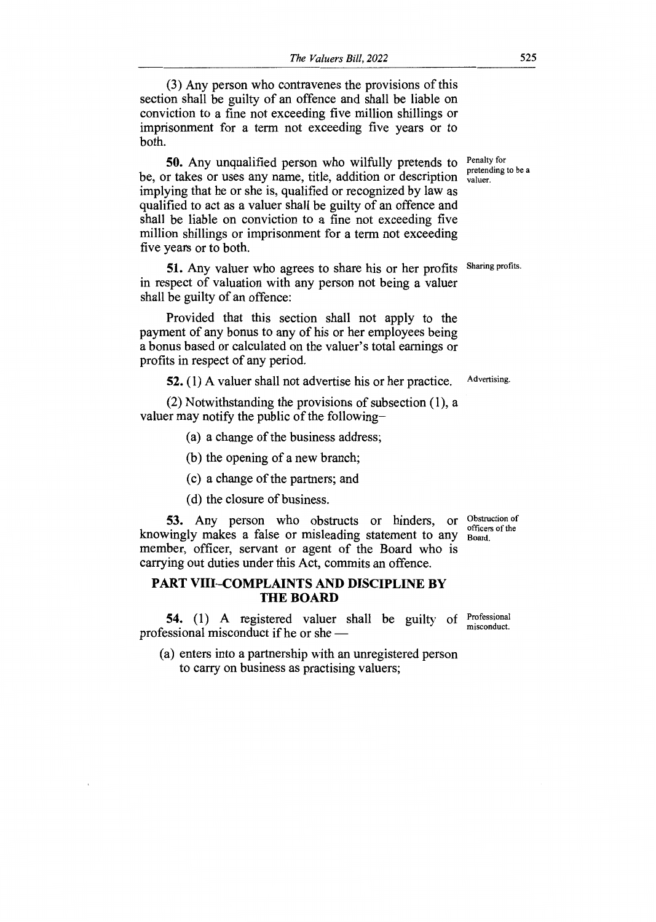(3) Any person who contravenes the provisions of this section shall be guilty of an offence and shall be liable on conviction to a fine not exceeding five million shillings or imprisonment for a term not exceeding five years or to both.

**50.** Any unqualified person who wilfully pretends to be, or takes or uses any name, title, addition or description implying that he or she is, qualified or recognized by law as qualified to act as a valuer shall be guilty of an offence and shall be liable on conviction to a fine not exceeding five million shillings or imprisonment for a term not exceeding five years or to both.

*Penalty for pretending to be a valuer.*

**51.** Any valuer who agrees to share his or her profits in respect of valuation with any person not being a valuer shall be guilty of an offence:

*Sharing profits.*

Provided that this section shall not apply to the payment of any bonus to any of his or her employees being a bonus based or calculated on the valuer's total earnings or profits in respect of any period.

**52.** (1) A valuer shall not advertise his or her practice.

*Advertising.*

(2) Notwithstanding the provisions of subsection (1), a valuer may notify the public of the following–

(a) a change of the business address;

(b) the opening of a new branch;

(c) a change of the partners; and

(d) the closure of business.

**53.** Any person who obstructs or hinders, or knowingly makes a false or misleading statement to any member, officer, servant or agent of the Board who is carrying out duties under this Act, commits an offence.

*Obstruction of officers of the Board.*

## PART VIII–COMPLAINTS AND DISCIPLINE BY THE BOARD

**54.** (1) A registered valuer shall be guilty of professional misconduct if he or she —

*Professional misconduct.*

(a) enters into a partnership with an unregistered person to carry on business as practising valuers;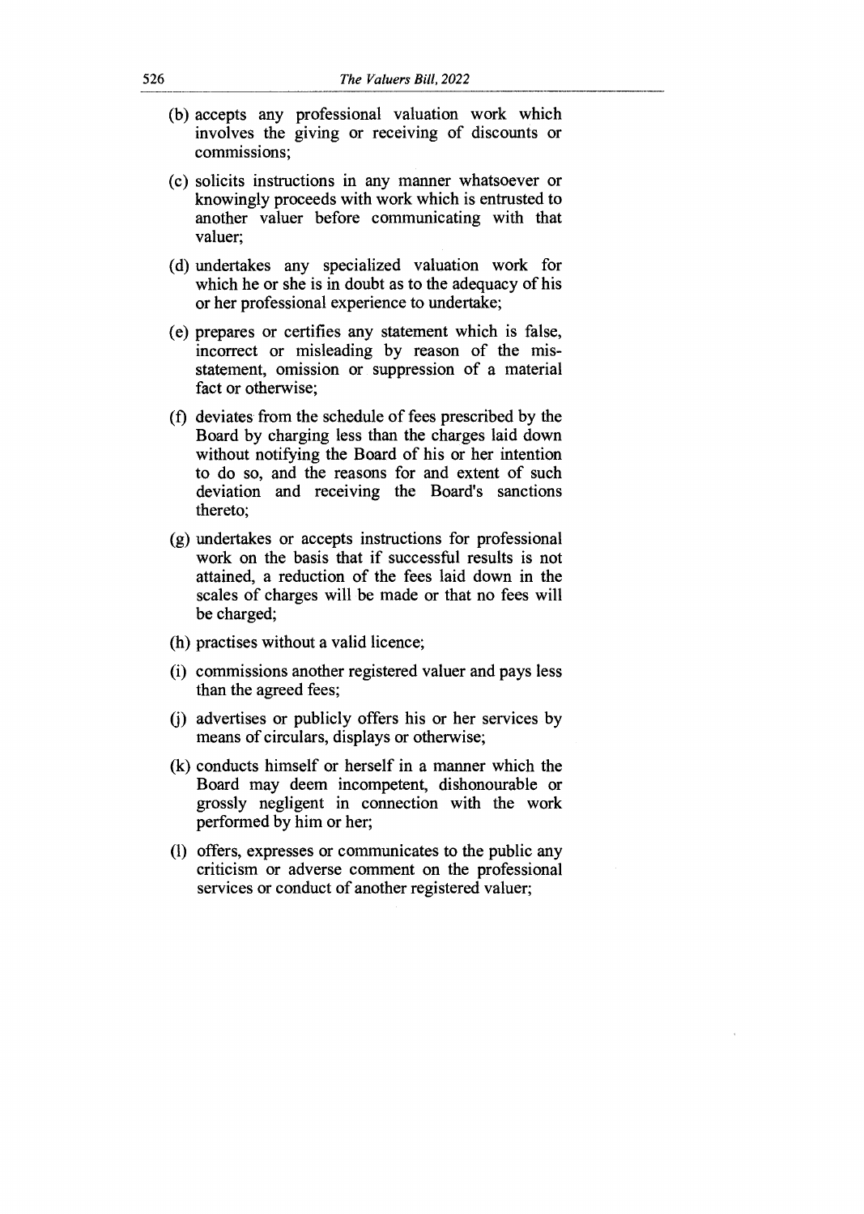(b) accepts any professional valuation work which involves the giving or receiving of discounts or commissions;

(c) solicits instructions in any manner whatsoever or knowingly proceeds with work which is entrusted to another valuer before communicating with that valuer;

(d) undertakes any specialized valuation work for which he or she is in doubt as to the adequacy of his or her professional experience to undertake;

(e) prepares or certifies any statement which is false, incorrect or misleading by reason of the mis-statement, omission or suppression of a material fact or otherwise;

(f) deviates from the schedule of fees prescribed by the Board by charging less than the charges laid down without notifying the Board of his or her intention to do so, and the reasons for and extent of such deviation and receiving the Board's sanctions thereto;

(g) undertakes or accepts instructions for professional work on the basis that if successful results is not attained, a reduction of the fees laid down in the scales of charges will be made or that no fees will be charged;

(h) practises without a valid licence;

(i) commissions another registered valuer and pays less than the agreed fees;

(j) advertises or publicly offers his or her services by means of circulars, displays or otherwise;

(k) conducts himself or herself in a manner which the Board may deem incompetent, dishonourable or grossly negligent in connection with the work performed by him or her;

(l) offers, expresses or communicates to the public any criticism or adverse comment on the professional services or conduct of another registered valuer;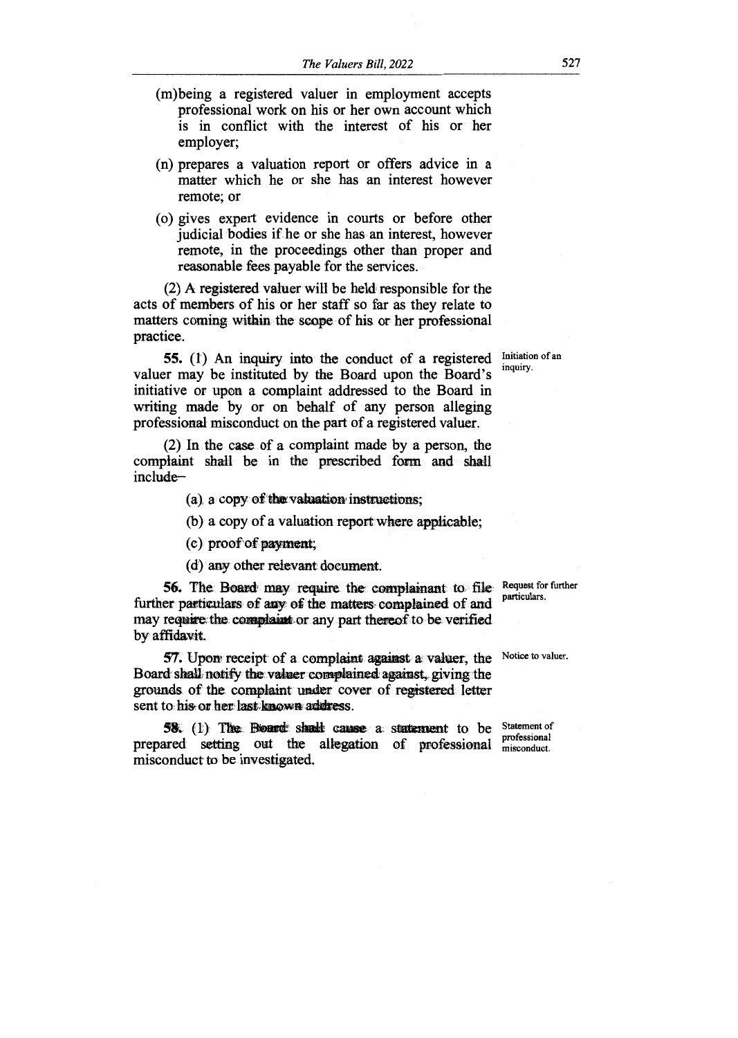(m) being a registered valuer in employment accepts professional work on his or her own account which is in conflict with the interest of his or her employer;

(n) prepares a valuation report or offers advice in a matter which he or she has an interest however remote; or

(o) gives expert evidence in courts or before other judicial bodies if he or she has an interest, however remote, in the proceedings other than proper and reasonable fees payable for the services.

(2) A registered valuer will be held responsible for the acts of members of his or her staff so far as they relate to matters coming within the scope of his or her professional practice.

*Initiation of an inquiry.*

**55.** (1) An inquiry into the conduct of a registered valuer may be instituted by the Board upon the Board's initiative or upon a complaint addressed to the Board in writing made by or on behalf of any person alleging professional misconduct on the part of a registered valuer.

(2) In the case of a complaint made by a person, the complaint shall be in the prescribed form and shall include–

(a) a copy of the valuation instructions;

(b) a copy of a valuation report where applicable;

(c) proof of payment;

(d) any other relevant document.

*Request for further particulars.*

**56.** The Board may require the complainant to file further particulars of any of the matters complained of and may require the complaint or any part thereof to be verified by affidavit.

*Notice to valuer.*

**57.** Upon receipt of a complaint against a valuer, the Board shall notify the valuer complained against, giving the grounds of the complaint under cover of registered letter sent to his or her last known address.

*Statement of professional misconduct.*

**58.** (1) The Board shall cause a statement to be prepared setting out the allegation of professional misconduct to be investigated.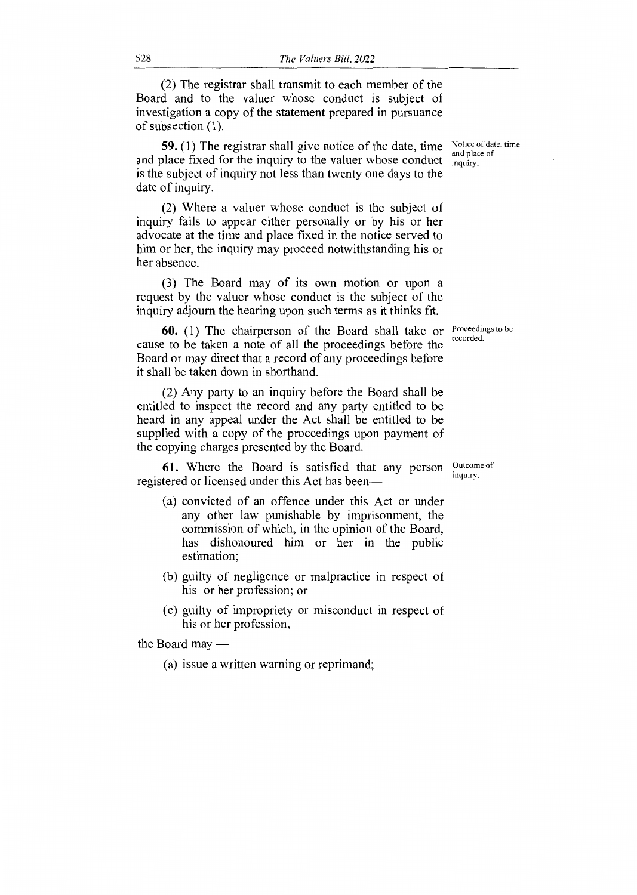(2) The registrar shall transmit to each member of the Board and to the valuer whose conduct is subject of investigation a copy of the statement prepared in pursuance of subsection (1).

*Notice of date, time and place of inquiry.*

**59.** (1) The registrar shall give notice of the date, time and place fixed for the inquiry to the valuer whose conduct is the subject of inquiry not less than twenty one days to the date of inquiry.

(2) Where a valuer whose conduct is the subject of inquiry fails to appear either personally or by his or her advocate at the time and place fixed in the notice served to him or her, the inquiry may proceed notwithstanding his or her absence.

(3) The Board may of its own motion or upon a request by the valuer whose conduct is the subject of the inquiry adjourn the hearing upon such terms as it thinks fit.

*Proceedings to be recorded.*

**60.** (1) The chairperson of the Board shall take or cause to be taken a note of all the proceedings before the Board or may direct that a record of any proceedings before it shall be taken down in shorthand.

(2) Any party to an inquiry before the Board shall be entitled to inspect the record and any party entitled to be heard in any appeal under the Act shall be entitled to be supplied with a copy of the proceedings upon payment of the copying charges presented by the Board.

*Outcome of inquiry.*

**61.** Where the Board is satisfied that any person registered or licensed under this Act has been—

(a) convicted of an offence under this Act or under any other law punishable by imprisonment, the commission of which, in the opinion of the Board, has dishonoured him or her in the public estimation;

(b) guilty of negligence or malpractice in respect of his or her profession; or

(c) guilty of impropriety or misconduct in respect of his or her profession,

the Board may —

(a) issue a written warning or reprimand;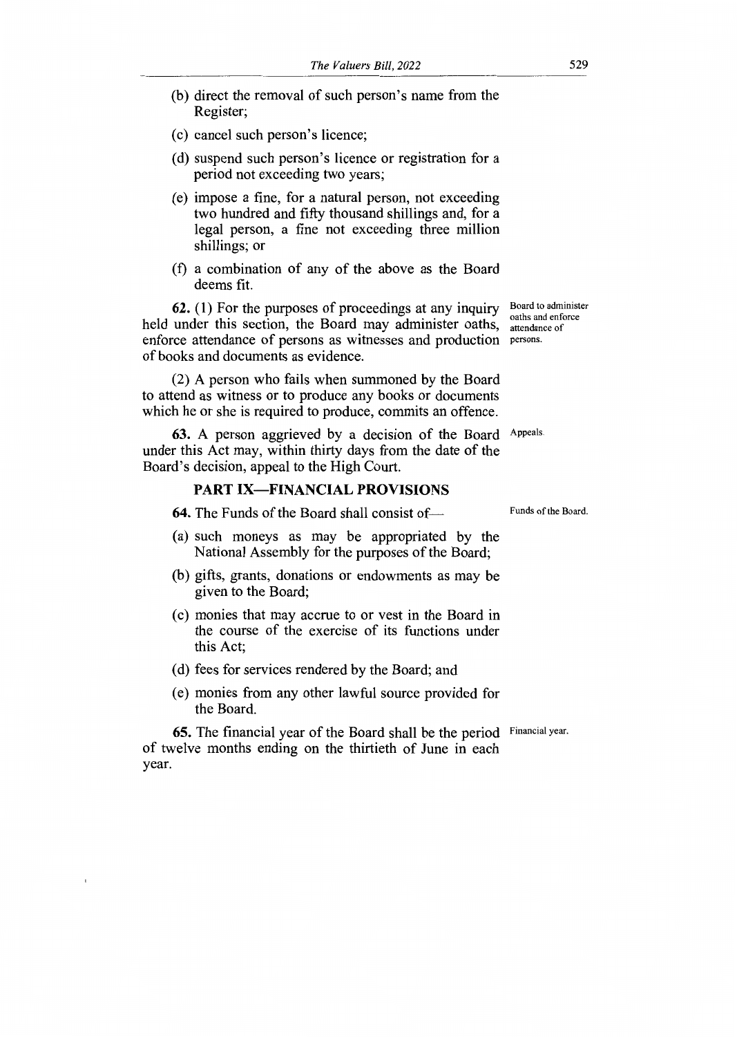(b) direct the removal of such person's name from the Register;

(c) cancel such person's licence;

(d) suspend such person's licence or registration for a period not exceeding two years;

(e) impose a fine, for a natural person, not exceeding two hundred and fifty thousand shillings and, for a legal person, a fine not exceeding three million shillings; or

(f) a combination of any of the above as the Board deems fit.

*Board to administer oaths and enforce attendance of persons.*

**62.** (1) For the purposes of proceedings at any inquiry held under this section, the Board may administer oaths, enforce attendance of persons as witnesses and production of books and documents as evidence.

(2) A person who fails when summoned by the Board to attend as witness or to produce any books or documents which he or she is required to produce, commits an offence.

*Appeals.*

**63.** A person aggrieved by a decision of the Board under this Act may, within thirty days from the date of the Board's decision, appeal to the High Court.

## PART IX—FINANCIAL PROVISIONS

*Funds of the Board.*

**64.** The Funds of the Board shall consist of—

(a) such moneys as may be appropriated by the National Assembly for the purposes of the Board;

(b) gifts, grants, donations or endowments as may be given to the Board;

(c) monies that may accrue to or vest in the Board in the course of the exercise of its functions under this Act;

(d) fees for services rendered by the Board; and

(e) monies from any other lawful source provided for the Board.

*Financial year.*

**65.** The financial year of the Board shall be the period of twelve months ending on the thirtieth of June in each year.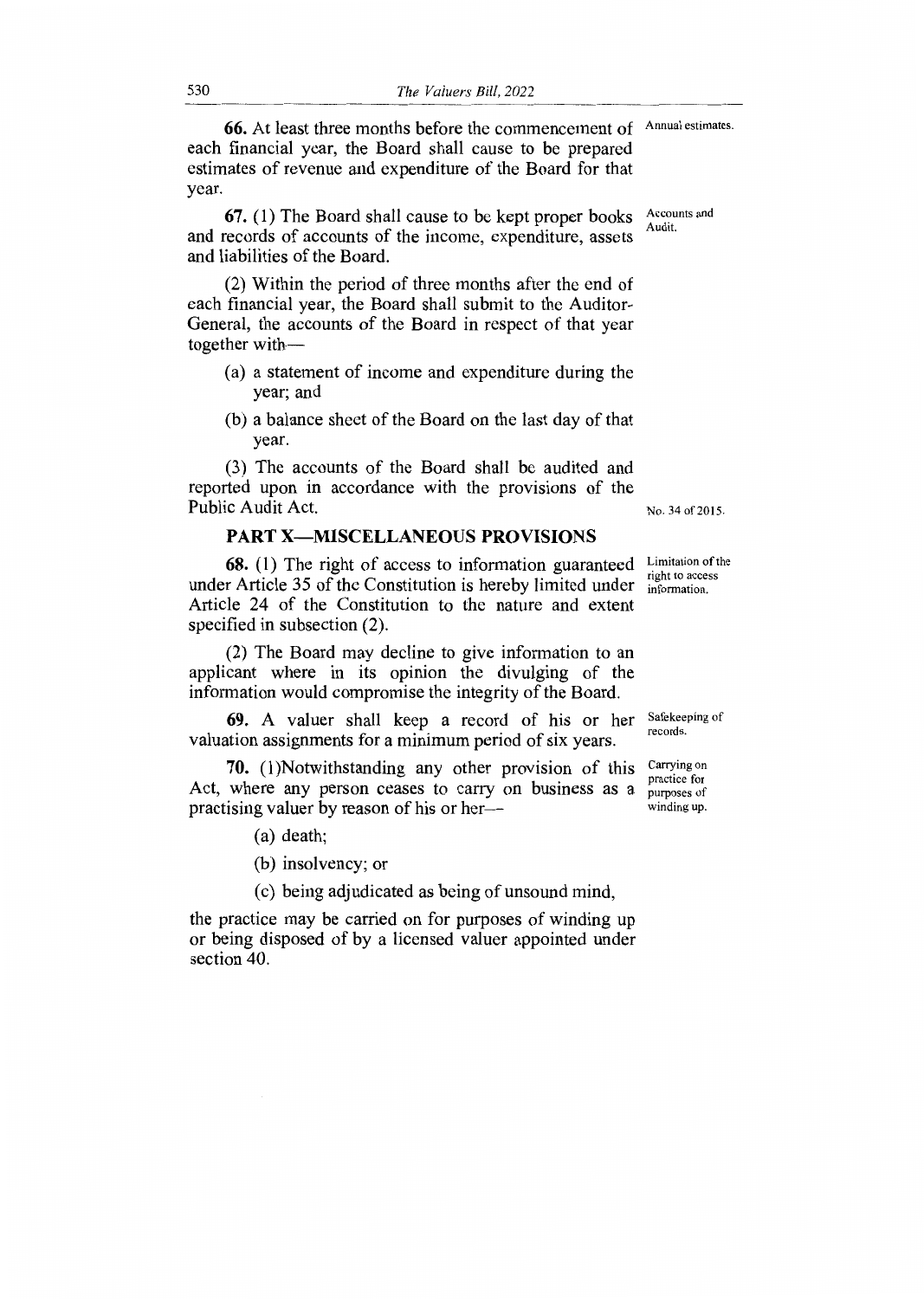**66.** At least three months before the commencement of each financial year, the Board shall cause to be prepared estimates of revenue and expenditure of the Board for that year.

Annual estimates.

**67.** (1) The Board shall cause to be kept proper books and records of accounts of the income, expenditure, assets and liabilities of the Board.

Accounts and Audit.

(2) Within the period of three months after the end of each financial year, the Board shall submit to the Auditor-General, the accounts of the Board in respect of that year together with—

(a) a statement of income and expenditure during the year; and

(b) a balance sheet of the Board on the last day of that year.

(3) The accounts of the Board shall be audited and reported upon in accordance with the provisions of the Public Audit Act.

No. 34 of 2015.

## PART X—MISCELLANEOUS PROVISIONS

**68.** (1) The right of access to information guaranteed under Article 35 of the Constitution is hereby limited under Article 24 of the Constitution to the nature and extent specified in subsection (2).

Limitation of the right to access information.

(2) The Board may decline to give information to an applicant where in its opinion the divulging of the information would compromise the integrity of the Board.

**69.** A valuer shall keep a record of his or her valuation assignments for a minimum period of six years.

Safekeeping of records.

**70.** (1)Notwithstanding any other provision of this Act, where any person ceases to carry on business as a practising valuer by reason of his or her—

Carrying on practice for purposes of winding up.

(a) death;

(b) insolvency; or

(c) being adjudicated as being of unsound mind,

the practice may be carried on for purposes of winding up or being disposed of by a licensed valuer appointed under section 40.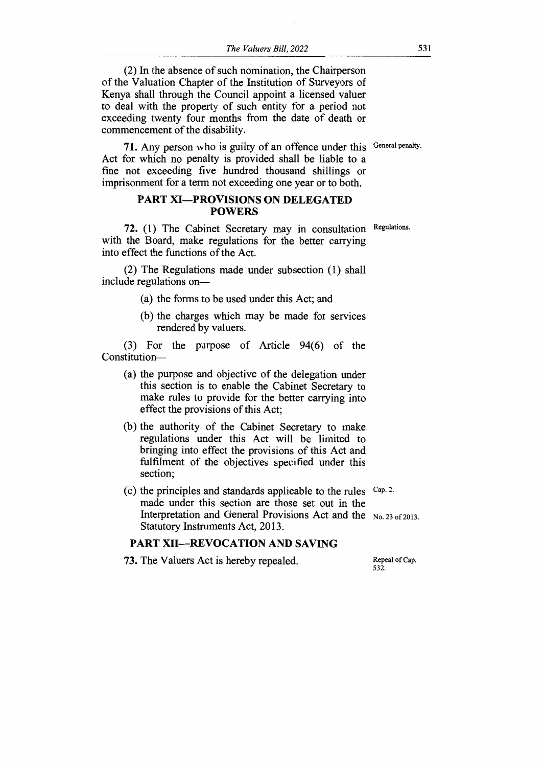(2) In the absence of such nomination, the Chairperson of the Valuation Chapter of the Institution of Surveyors of Kenya shall through the Council appoint a licensed valuer to deal with the property of such entity for a period not exceeding twenty four months from the date of death or commencement of the disability.

General penalty.

**71.** Any person who is guilty of an offence under this Act for which no penalty is provided shall be liable to a fine not exceeding five hundred thousand shillings or imprisonment for a term not exceeding one year or to both.

## PART XI—PROVISIONS ON DELEGATED POWERS

Regulations.

**72.** (1) The Cabinet Secretary may in consultation with the Board, make regulations for the better carrying into effect the functions of the Act.

(2) The Regulations made under subsection (1) shall include regulations on—

(a) the forms to be used under this Act; and

(b) the charges which may be made for services rendered by valuers.

(3) For the purpose of Article 94(6) of the Constitution—

(a) the purpose and objective of the delegation under this section is to enable the Cabinet Secretary to make rules to provide for the better carrying into effect the provisions of this Act;

(b) the authority of the Cabinet Secretary to make regulations under this Act will be limited to bringing into effect the provisions of this Act and fulfilment of the objectives specified under this section;

Cap. 2.

No. 23 of 2013.

(c) the principles and standards applicable to the rules made under this section are those set out in the Interpretation and General Provisions Act and the Statutory Instruments Act, 2013.

## PART XII—REVOCATION AND SAVING

Repeal of Cap. 532.

**73.** The Valuers Act is hereby repealed.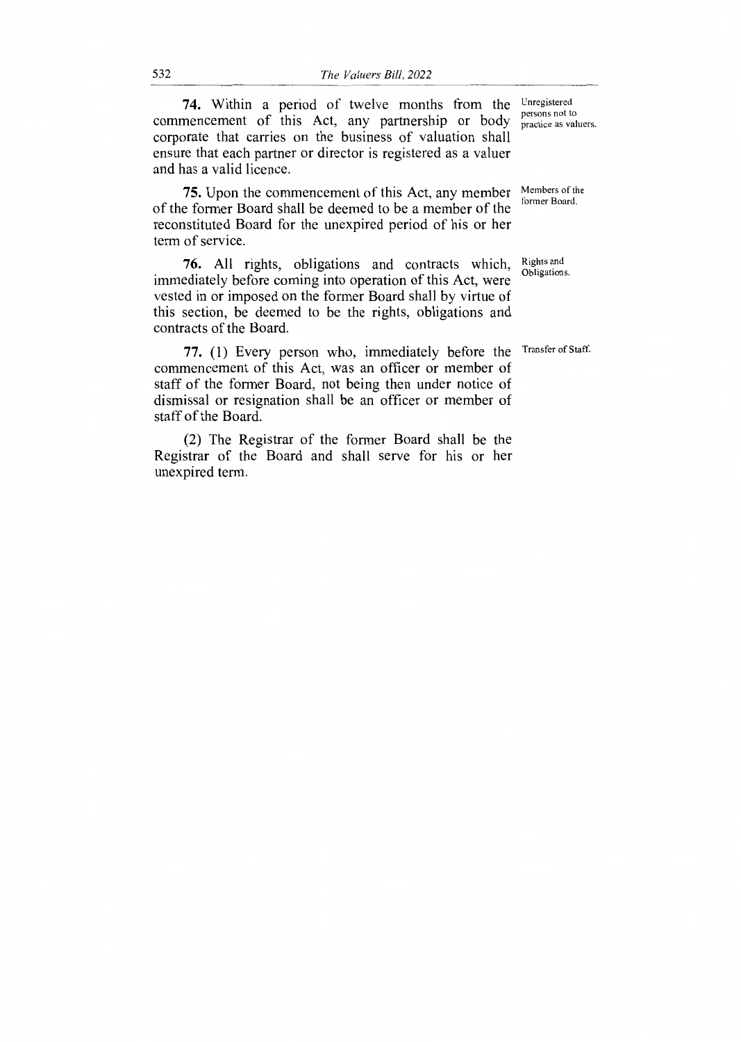**74.** Within a period of twelve months from the commencement of this Act, any partnership or body corporate that carries on the business of valuation shall ensure that each partner or director is registered as a valuer and has a valid licence.

*Unregistered persons not to practice as valuers.*

**75.** Upon the commencement of this Act, any member of the former Board shall be deemed to be a member of the reconstituted Board for the unexpired period of his or her term of service.

*Members of the former Board.*

**76.** All rights, obligations and contracts which, immediately before coming into operation of this Act, were vested in or imposed on the former Board shall by virtue of this section, be deemed to be the rights, obligations and contracts of the Board.

*Rights and Obligations.*

**77.** (1) Every person who, immediately before the commencement of this Act, was an officer or member of staff of the former Board, not being then under notice of dismissal or resignation shall be an officer or member of staff of the Board.

*Transfer of Staff.*

(2) The Registrar of the former Board shall be the Registrar of the Board and shall serve for his or her unexpired term.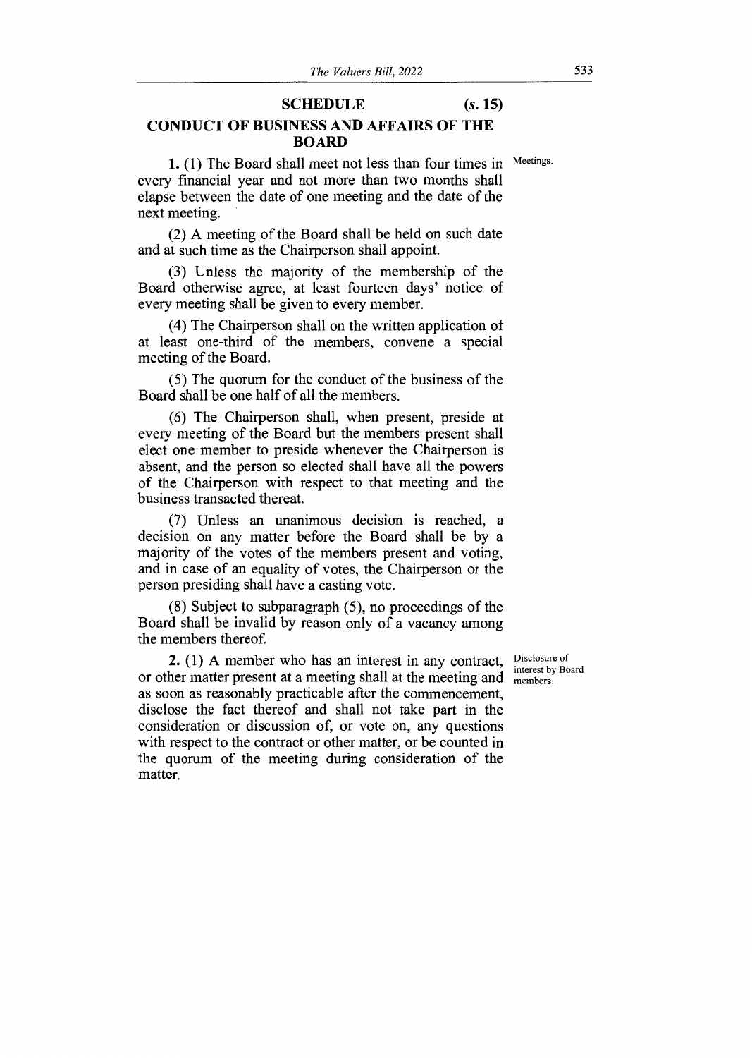## SCHEDULE (s. 15)

## CONDUCT OF BUSINESS AND AFFAIRS OF THE BOARD

Meetings.

**1.** (1) The Board shall meet not less than four times in every financial year and not more than two months shall elapse between the date of one meeting and the date of the next meeting.

(2) A meeting of the Board shall be held on such date and at such time as the Chairperson shall appoint.

(3) Unless the majority of the membership of the Board otherwise agree, at least fourteen days' notice of every meeting shall be given to every member.

(4) The Chairperson shall on the written application of at least one-third of the members, convene a special meeting of the Board.

(5) The quorum for the conduct of the business of the Board shall be one half of all the members.

(6) The Chairperson shall, when present, preside at every meeting of the Board but the members present shall elect one member to preside whenever the Chairperson is absent, and the person so elected shall have all the powers of the Chairperson with respect to that meeting and the business transacted thereat.

(7) Unless an unanimous decision is reached, a decision on any matter before the Board shall be by a majority of the votes of the members present and voting, and in case of an equality of votes, the Chairperson or the person presiding shall have a casting vote.

(8) Subject to subparagraph (5), no proceedings of the Board shall be invalid by reason only of a vacancy among the members thereof.

Disclosure of interest by Board members.

**2.** (1) A member who has an interest in any contract, or other matter present at a meeting shall at the meeting and as soon as reasonably practicable after the commencement, disclose the fact thereof and shall not take part in the consideration or discussion of, or vote on, any questions with respect to the contract or other matter, or be counted in the quorum of the meeting during consideration of the matter.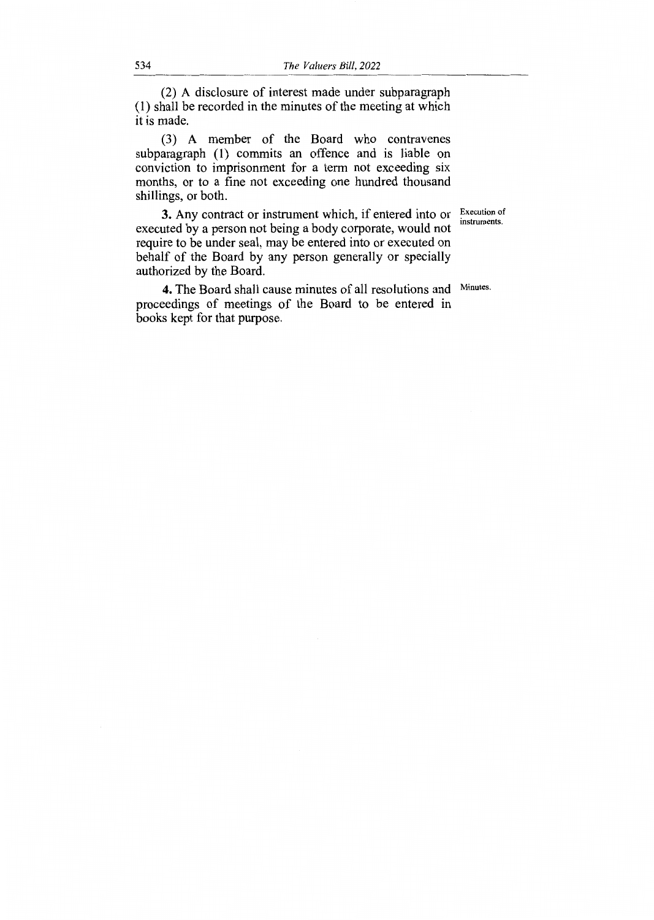(2) A disclosure of interest made under subparagraph (1) shall be recorded in the minutes of the meeting at which it is made.

(3) A member of the Board who contravenes subparagraph (1) commits an offence and is liable on conviction to imprisonment for a term not exceeding six months, or to a fine not exceeding one hundred thousand shillings, or both.

Execution of instruments.

**3.** Any contract or instrument which, if entered into or executed by a person not being a body corporate, would not require to be under seal, may be entered into or executed on behalf of the Board by any person generally or specially authorized by the Board.

Minutes.

**4.** The Board shall cause minutes of all resolutions and proceedings of meetings of the Board to be entered in books kept for that purpose.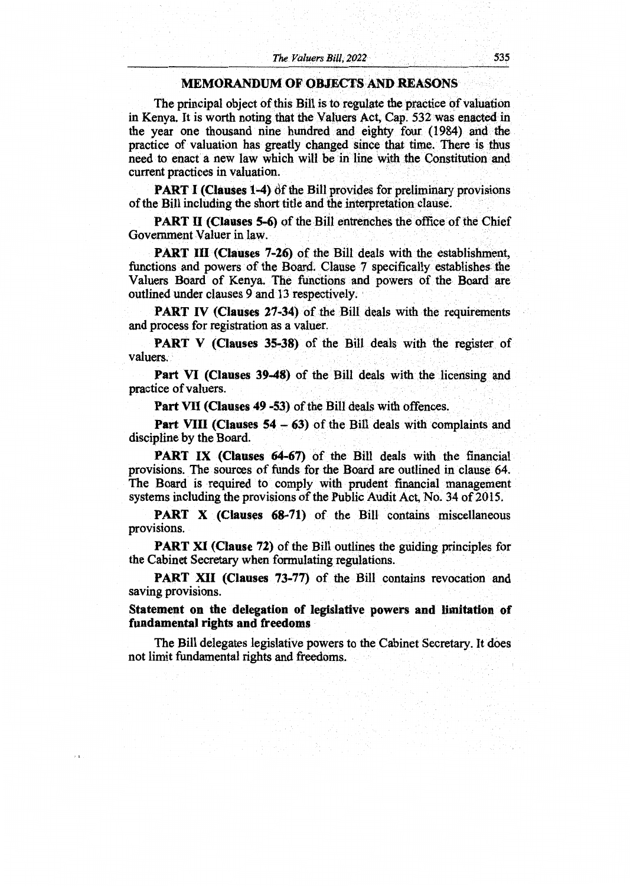## MEMORANDUM OF OBJECTS AND REASONS

The principal object of this Bill is to regulate the practice of valuation in Kenya. It is worth noting that the Valuers Act, Cap. 532 was enacted in the year one thousand nine hundred and eighty four (1984) and the practice of valuation has greatly changed since that time. There is thus need to enact a new law which will be in line with the Constitution and current practices in valuation.

**PART I (Clauses 1-4)** of the Bill provides for preliminary provisions of the Bill including the short title and the interpretation clause.

**PART II (Clauses 5-6)** of the Bill entrenches the office of the Chief Government Valuer in law.

**PART III (Clauses 7-26)** of the Bill deals with the establishment, functions and powers of the Board. Clause 7 specifically establishes the Valuers Board of Kenya. The functions and powers of the Board are outlined under clauses 9 and 13 respectively.

**PART IV (Clauses 27-34)** of the Bill deals with the requirements and process for registration as a valuer.

**PART V (Clauses 35-38)** of the Bill deals with the register of valuers.

**Part VI (Clauses 39-48)** of the Bill deals with the licensing and practice of valuers.

**Part VII (Clauses 49 -53)** of the Bill deals with offences.

**Part VIII (Clauses 54 – 63)** of the Bill deals with complaints and discipline by the Board.

**PART IX (Clauses 64-67)** of the Bill deals with the financial provisions. The sources of funds for the Board are outlined in clause 64. The Board is required to comply with prudent financial management systems including the provisions of the Public Audit Act, No. 34 of 2015.

**PART X (Clauses 68-71)** of the Bill contains miscellaneous provisions.

**PART XI (Clause 72)** of the Bill outlines the guiding principles for the Cabinet Secretary when formulating regulations.

**PART XII (Clauses 73-77)** of the Bill contains revocation and saving provisions.

**Statement on the delegation of legislative powers and limitation of fundamental rights and freedoms**

The Bill delegates legislative powers to the Cabinet Secretary. It does not limit fundamental rights and freedoms.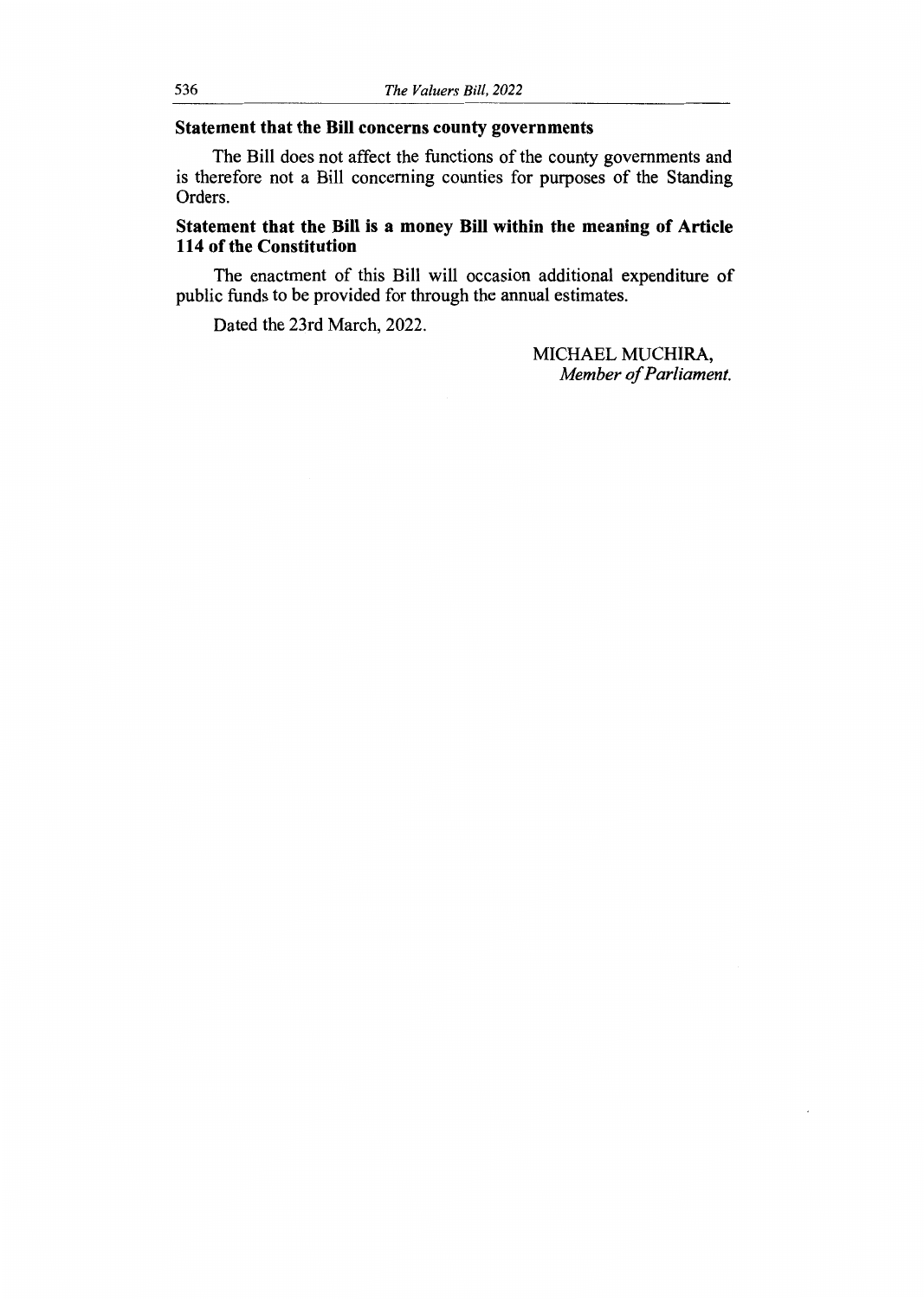**Statement that the Bill concerns county governments**

The Bill does not affect the functions of the county governments and is therefore not a Bill concerning counties for purposes of the Standing Orders.

**Statement that the Bill is a money Bill within the meaning of Article 114 of the Constitution**

The enactment of this Bill will occasion additional expenditure of public funds to be provided for through the annual estimates.

Dated the 23rd March, 2022.

MICHAEL MUCHIRA,
*Member of Parliament.*